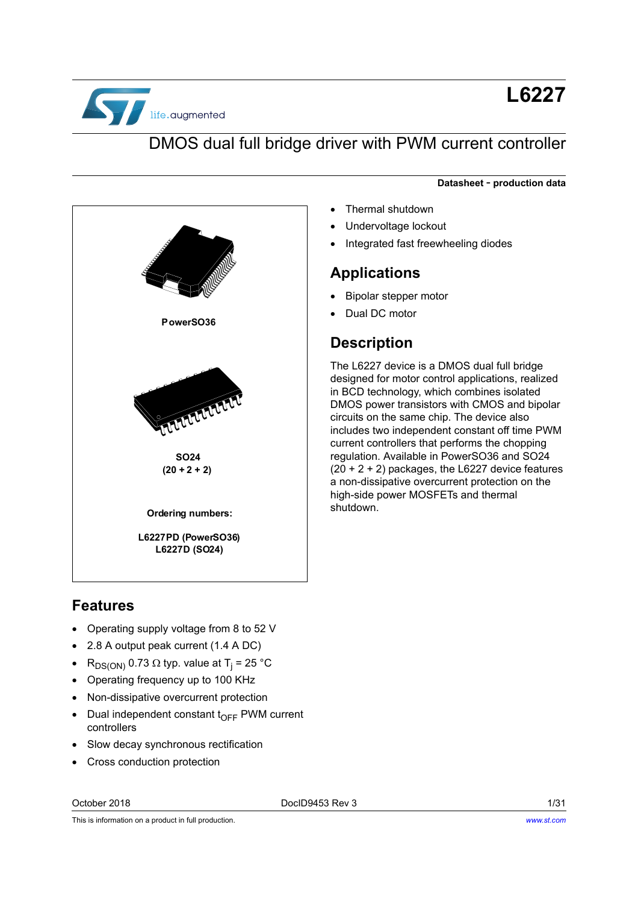# L6227

## DMOS dual full bridge driver with PWM current controller

**Datasheet - production data**

PowerSO36

SO24
(20 + 2 + 2)

**Ordering numbers:**

**L6227PD (PowerSO36)**
**L6227D (SO24)**

## Features

- Operating supply voltage from 8 to 52 V
- 2.8 A output peak current (1.4 A DC)
- $R_{DS(ON)}$ 0.73 Ω typ. value at $T_j$ = 25 °C
- Operating frequency up to 100 KHz
- Non-dissipative overcurrent protection
- Dual independent constant $t_{OFF}$ PWM current controllers
- Slow decay synchronous rectification
- Cross conduction protection
- Thermal shutdown
- Undervoltage lockout
- Integrated fast freewheeling diodes

## Applications

- Bipolar stepper motor
- Dual DC motor

## Description

The L6227 device is a DMOS dual full bridge designed for motor control applications, realized in BCD technology, which combines isolated DMOS power transistors with CMOS and bipolar circuits on the same chip. The device also includes two independent constant off time PWM current controllers that performs the chopping regulation. Available in PowerSO36 and SO24 (20 + 2 + 2) packages, the L6227 device features a non-dissipative overcurrent protection on the high-side power MOSFETs and thermal shutdown.

October 2018 DocID9453 Rev 3

This is information on a product in full production.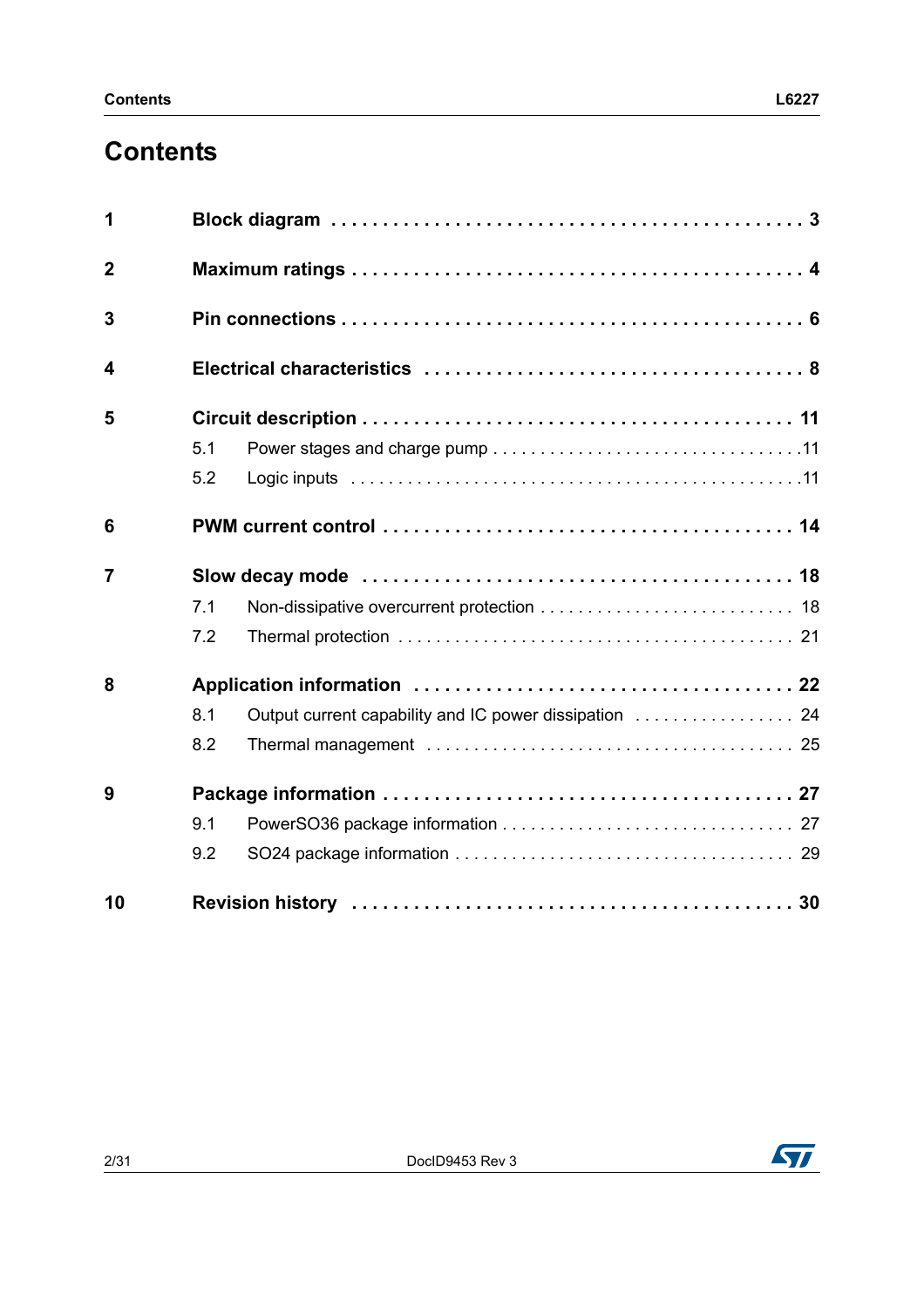# Contents

| | | |
|---|---|---|
| **1** | **Block diagram** | **3** |
| **2** | **Maximum ratings** | **4** |
| **3** | **Pin connections** | **6** |
| **4** | **Electrical characteristics** | **8** |
| **5** | **Circuit description** | **11** |
| | 5.1 Power stages and charge pump | 11 |
| | 5.2 Logic inputs | 11 |
| **6** | **PWM current control** | **14** |
| **7** | **Slow decay mode** | **18** |
| | 7.1 Non-dissipative overcurrent protection | 18 |
| | 7.2 Thermal protection | 21 |
| **8** | **Application information** | **22** |
| | 8.1 Output current capability and IC power dissipation | 24 |
| | 8.2 Thermal management | 25 |
| **9** | **Package information** | **27** |
| | 9.1 PowerSO36 package information | 27 |
| | 9.2 SO24 package information | 29 |
| **10** | **Revision history** | **30** |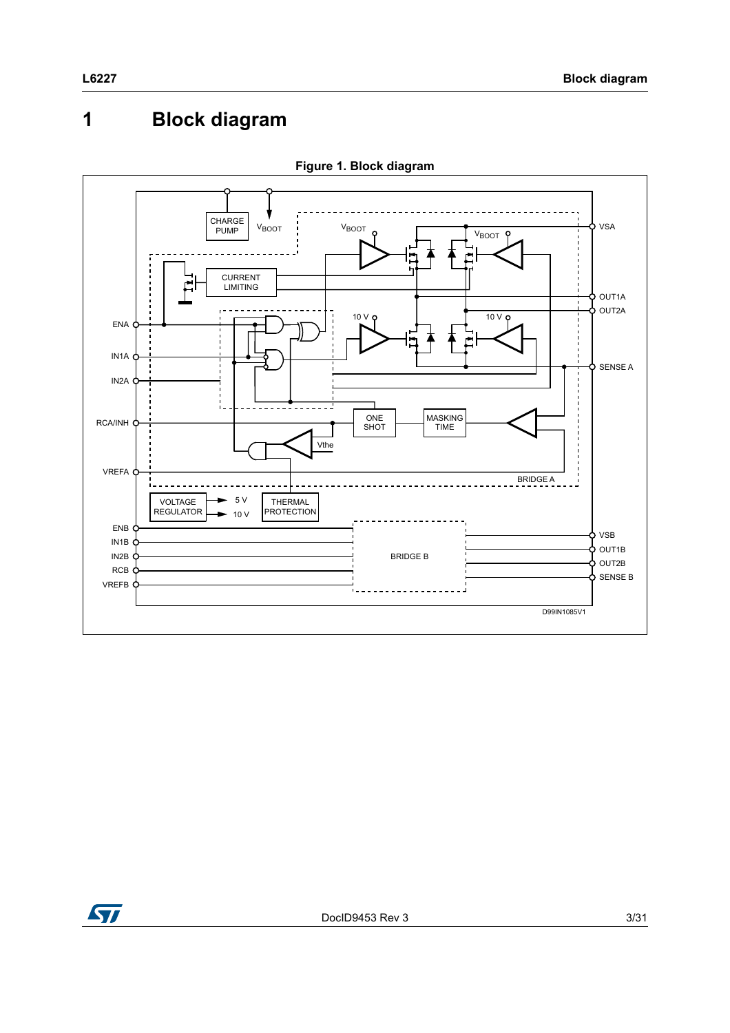# 1 Block diagram

**Figure 1. Block diagram**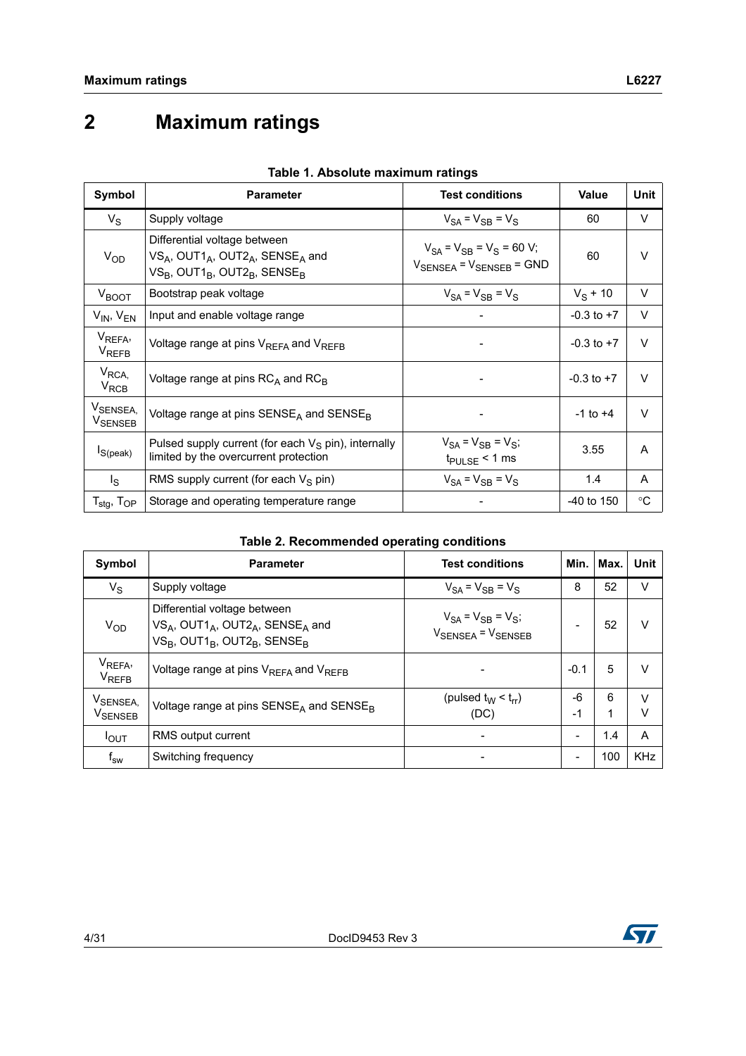# 2 Maximum ratings

**Table 1. Absolute maximum ratings**

| Symbol | Parameter | Test conditions | Value | Unit |
|---|---|---|---|---|
| $V_S$ | Supply voltage | $V_{SA} = V_{SB} = V_S$ | 60 | V |
| $V_{OD}$ | Differential voltage between $VS_A$, $OUT1_A$, $OUT2_A$, $SENSE_A$ and $VS_B$, $OUT1_B$, $OUT2_B$, $SENSE_B$ | $V_{SA} = V_{SB} = V_S = 60$ V; $V_{SENSEA} = V_{SENSEB} = GND$ | 60 | V |
| $V_{BOOT}$ | Bootstrap peak voltage | $V_{SA} = V_{SB} = V_S$ | $V_S + 10$ | V |
| $V_{IN}$, $V_{EN}$ | Input and enable voltage range | - | -0.3 to +7 | V |
| $V_{REFA}$, $V_{REFB}$ | Voltage range at pins $V_{REFA}$ and $V_{REFB}$ | - | -0.3 to +7 | V |
| $V_{RCA}$, $V_{RCB}$ | Voltage range at pins $RC_A$ and $RC_B$ | - | -0.3 to +7 | V |
| $V_{SENSEA}$, $V_{SENSEB}$ | Voltage range at pins $SENSE_A$ and $SENSE_B$ | - | -1 to +4 | V |
| $I_{S(peak)}$ | Pulsed supply current (for each $V_S$ pin), internally limited by the overcurrent protection | $V_{SA} = V_{SB} = V_S$; $t_{PULSE} < 1$ ms | 3.55 | A |
| $I_S$ | RMS supply current (for each $V_S$ pin) | $V_{SA} = V_{SB} = V_S$ | 1.4 | A |
| $T_{stg}$, $T_{OP}$ | Storage and operating temperature range | - | -40 to 150 | °C |

**Table 2. Recommended operating conditions**

| Symbol | Parameter | Test conditions | Min. | Max. | Unit |
|---|---|---|---|---|---|
| $V_S$ | Supply voltage | $V_{SA} = V_{SB} = V_S$ | 8 | 52 | V |
| $V_{OD}$ | Differential voltage between $VS_A$, $OUT1_A$, $OUT2_A$, $SENSE_A$ and $VS_B$, $OUT1_B$, $OUT2_B$, $SENSE_B$ | $V_{SA} = V_{SB} = V_S$; $V_{SENSEA} = V_{SENSEB}$ | - | 52 | V |
| $V_{REFA}$, $V_{REFB}$ | Voltage range at pins $V_{REFA}$ and $V_{REFB}$ | - | -0.1 | 5 | V |
| $V_{SENSEA}$, $V_{SENSEB}$ | Voltage range at pins $SENSE_A$ and $SENSE_B$ | (pulsed $t_W < t_{rr}$)<br>(DC) | -6<br>-1 | 6<br>1 | V<br>V |
| $I_{OUT}$ | RMS output current | - | - | 1.4 | A |
| $f_{sw}$ | Switching frequency | - | - | 100 | KHz |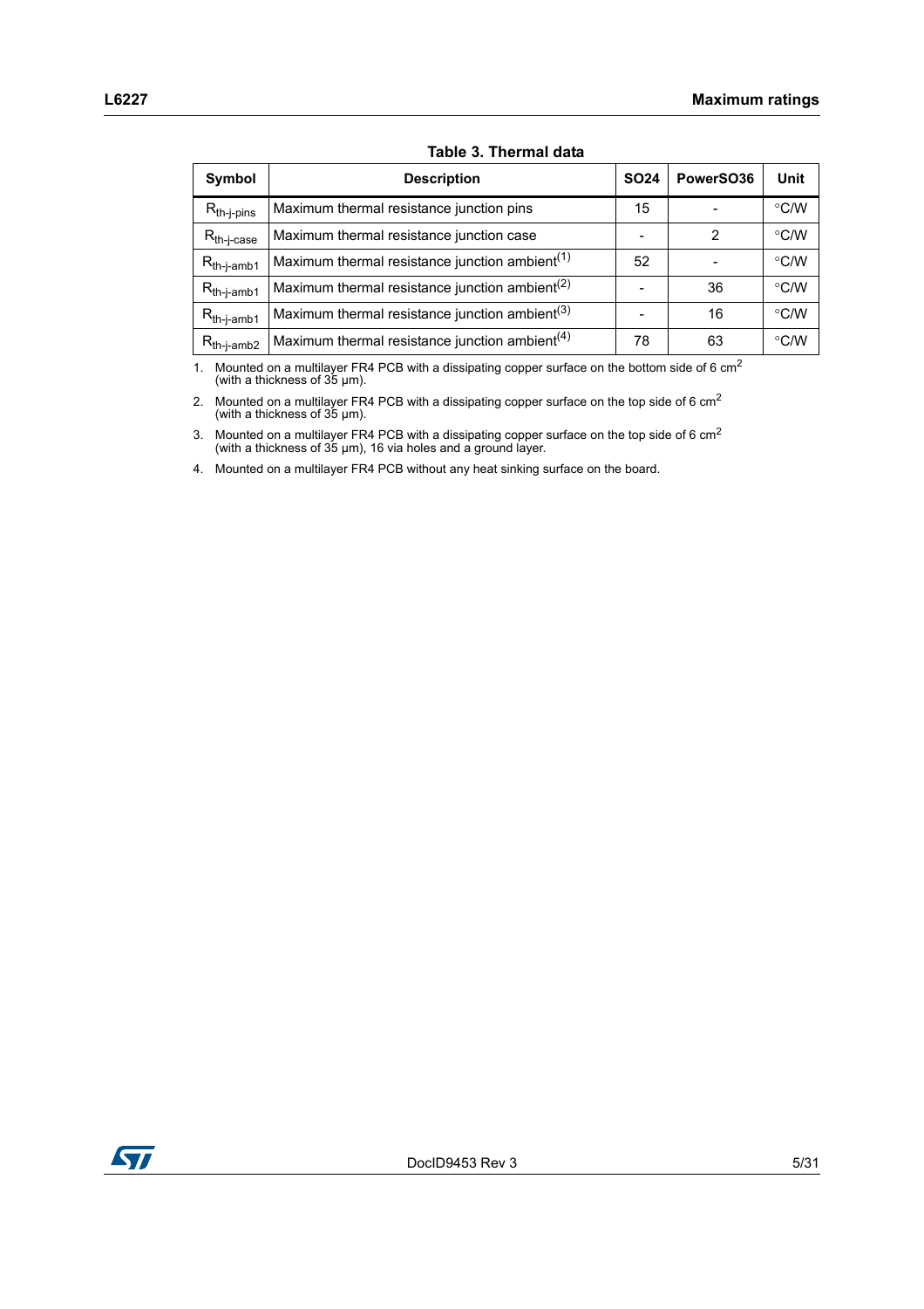**Table 3. Thermal data**

| Symbol | Description | SO24 | PowerSO36 | Unit |
|---|---|---|---|---|
| $R_{th-j-pins}$ | Maximum thermal resistance junction pins | 15 | - | °C/W |
| $R_{th-j-case}$ | Maximum thermal resistance junction case | - | 2 | °C/W |
| $R_{th-j-amb1}$ | Maximum thermal resistance junction ambient(1) | 52 | - | °C/W |
| $R_{th-j-amb1}$ | Maximum thermal resistance junction ambient(2) | - | 36 | °C/W |
| $R_{th-j-amb1}$ | Maximum thermal resistance junction ambient(3) | - | 16 | °C/W |
| $R_{th-j-amb2}$ | Maximum thermal resistance junction ambient(4) | 78 | 63 | °C/W |

1. Mounted on a multilayer FR4 PCB with a dissipating copper surface on the bottom side of 6 $cm^2$ (with a thickness of 35 µm).
2. Mounted on a multilayer FR4 PCB with a dissipating copper surface on the top side of 6 $cm^2$ (with a thickness of 35 µm).
3. Mounted on a multilayer FR4 PCB with a dissipating copper surface on the top side of 6 $cm^2$ (with a thickness of 35 µm), 16 via holes and a ground layer.
4. Mounted on a multilayer FR4 PCB without any heat sinking surface on the board.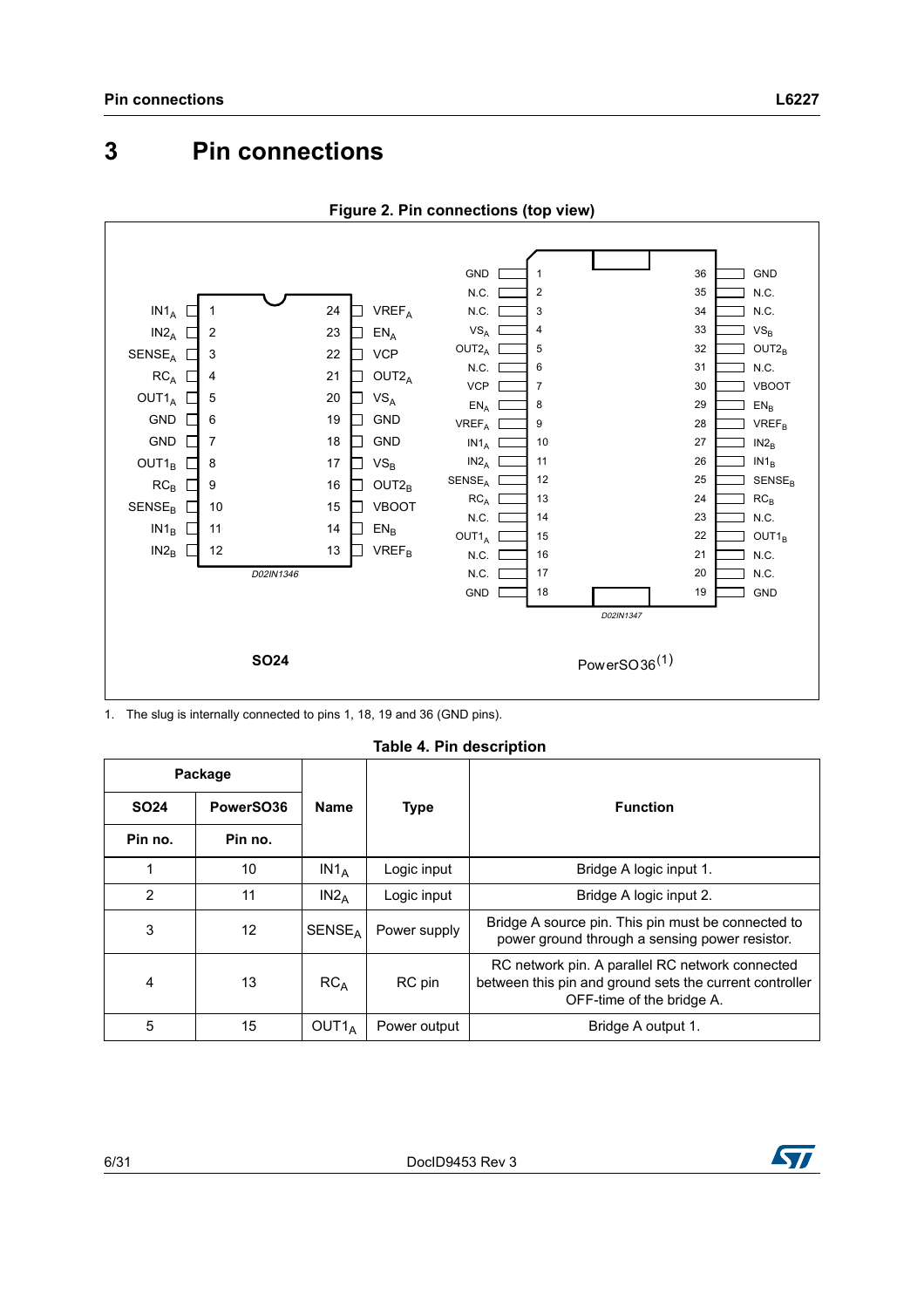# 3 Pin connections

**Figure 2. Pin connections (top view)**

1. The slug is internally connected to pins 1, 18, 19 and 36 (GND pins).

**Table 4. Pin description**

| Package | | Name | Type | Function |
|---|---|---|---|---|
| SO24 | PowerSO36 | | | |
| Pin no. | Pin no. | | | |
| 1 | 10 | $IN1_A$ | Logic input | Bridge A logic input 1. |
| 2 | 11 | $IN2_A$ | Logic input | Bridge A logic input 2. |
| 3 | 12 | $SENSE_A$ | Power supply | Bridge A source pin. This pin must be connected to power ground through a sensing power resistor. |
| 4 | 13 | $RC_A$ | RC pin | RC network pin. A parallel RC network connected between this pin and ground sets the current controller OFF-time of the bridge A. |
| 5 | 15 | $OUT1_A$ | Power output | Bridge A output 1. |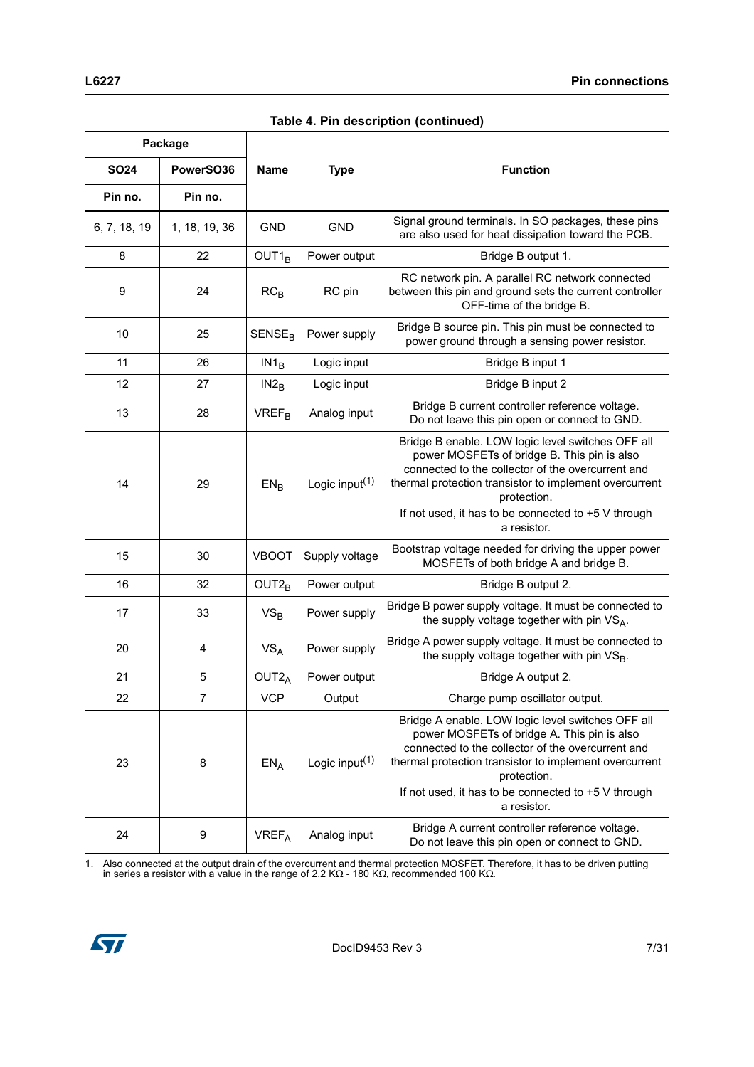**Table 4. Pin description (continued)**

| Package | | Name | Type | Function |
|---|---|---|---|---|
| SO24 | PowerSO36 | | | |
| Pin no. | Pin no. | | | |
| 6, 7, 18, 19 | 1, 18, 19, 36 | GND | GND | Signal ground terminals. In SO packages, these pins are also used for heat dissipation toward the PCB. |
| 8 | 22 | $OUT1_B$ | Power output | Bridge B output 1. |
| 9 | 24 | $RC_B$ | RC pin | RC network pin. A parallel RC network connected between this pin and ground sets the current controller OFF-time of the bridge B. |
| 10 | 25 | $SENSE_B$ | Power supply | Bridge B source pin. This pin must be connected to power ground through a sensing power resistor. |
| 11 | 26 | $IN1_B$ | Logic input | Bridge B input 1 |
| 12 | 27 | $IN2_B$ | Logic input | Bridge B input 2 |
| 13 | 28 | $VREF_B$ | Analog input | Bridge B current controller reference voltage. Do not leave this pin open or connect to GND. |
| 14 | 29 | $EN_B$ | Logic input(1) | Bridge B enable. LOW logic level switches OFF all power MOSFETs of bridge B. This pin is also connected to the collector of the overcurrent and thermal protection transistor to implement overcurrent protection. If not used, it has to be connected to +5 V through a resistor. |
| 15 | 30 | VBOOT | Supply voltage | Bootstrap voltage needed for driving the upper power MOSFETs of both bridge A and bridge B. |
| 16 | 32 | $OUT2_B$ | Power output | Bridge B output 2. |
| 17 | 33 | $VS_B$ | Power supply | Bridge B power supply voltage. It must be connected to the supply voltage together with pin $VS_A$. |
| 20 | 4 | $VS_A$ | Power supply | Bridge A power supply voltage. It must be connected to the supply voltage together with pin $VS_B$. |
| 21 | 5 | $OUT2_A$ | Power output | Bridge A output 2. |
| 22 | 7 | VCP | Output | Charge pump oscillator output. |
| 23 | 8 | $EN_A$ | Logic input(1) | Bridge A enable. LOW logic level switches OFF all power MOSFETs of bridge A. This pin is also connected to the collector of the overcurrent and thermal protection transistor to implement overcurrent protection. If not used, it has to be connected to +5 V through a resistor. |
| 24 | 9 | $VREF_A$ | Analog input | Bridge A current controller reference voltage. Do not leave this pin open or connect to GND. |

1. Also connected at the output drain of the overcurrent and thermal protection MOSFET. Therefore, it has to be driven putting in series a resistor with a value in the range of 2.2 KΩ - 180 KΩ, recommended 100 KΩ.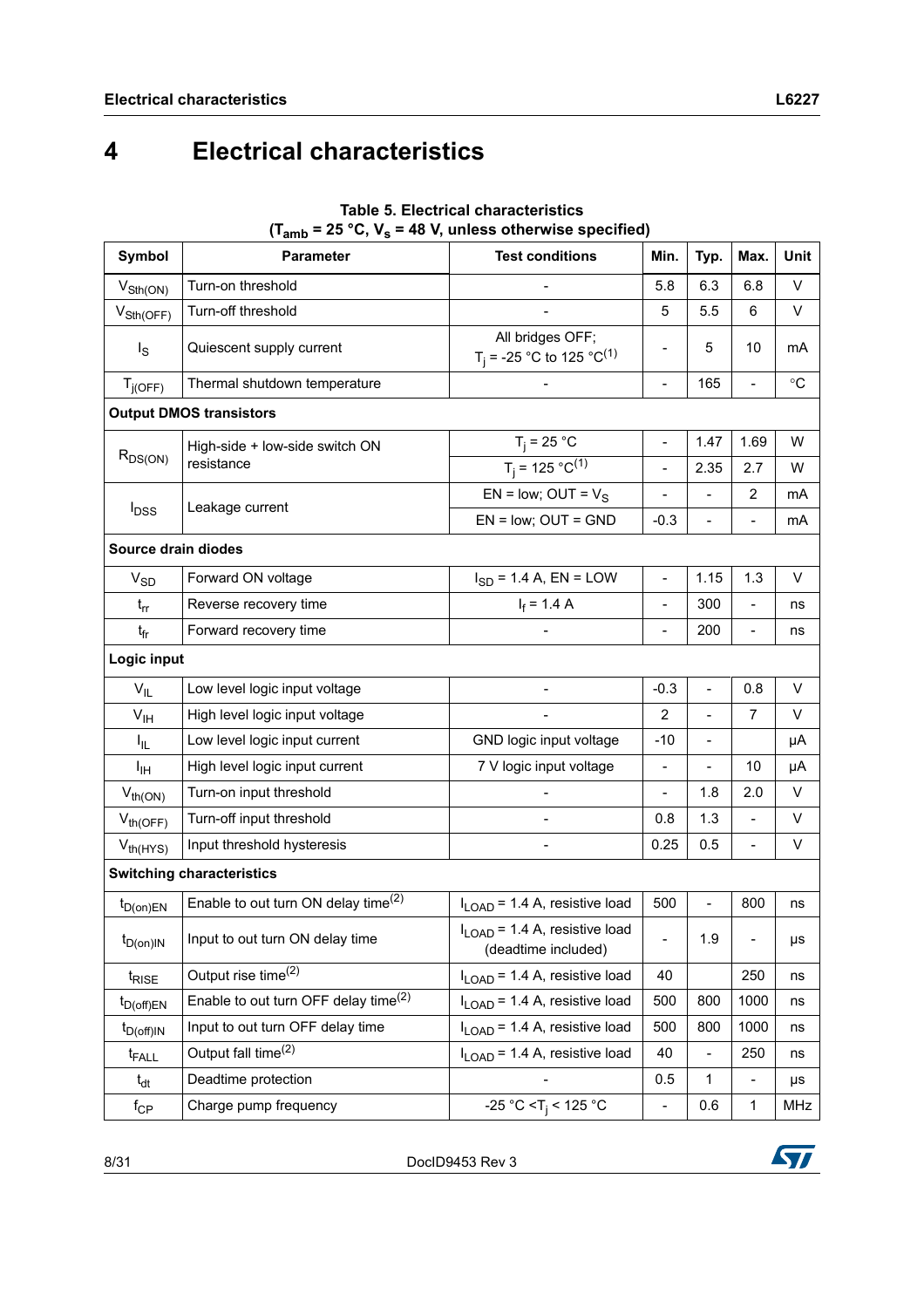# 4 Electrical characteristics

**Table 5. Electrical characteristics**
**($T_{amb}$ = 25 °C, $V_s$ = 48 V, unless otherwise specified)**

| Symbol | Parameter | Test conditions | Min. | Typ. | Max. | Unit |
|---|---|---|---|---|---|---|
| $V_{Sth(ON)}$ | Turn-on threshold | - | 5.8 | 6.3 | 6.8 | V |
| $V_{Sth(OFF)}$ | Turn-off threshold | - | 5 | 5.5 | 6 | V |
| $I_S$ | Quiescent supply current | All bridges OFF; $T_j$ = -25 °C to 125 °C[1] | - | 5 | 10 | mA |
| $T_{j(OFF)}$ | Thermal shutdown temperature | - | - | 165 | - | °C |
| **Output DMOS transistors** | | | | | | |
| $R_{DS(ON)}$ | High-side + low-side switch ON resistance | $T_j$ = 25 °C | - | 1.47 | 1.69 | W |
| | | $T_j$ = 125 °C[1] | - | 2.35 | 2.7 | W |
| $I_{DSS}$ | Leakage current | EN = low; OUT = $V_S$ | - | - | 2 | mA |
| | | EN = low; OUT = GND | -0.3 | - | - | mA |
| **Source drain diodes** | | | | | | |
| $V_{SD}$ | Forward ON voltage | $I_{SD}$ = 1.4 A, EN = LOW | - | 1.15 | 1.3 | V |
| $t_{rr}$ | Reverse recovery time | $I_f$ = 1.4 A | - | 300 | - | ns |
| $t_{fr}$ | Forward recovery time | - | - | 200 | - | ns |
| **Logic input** | | | | | | |
| $V_{IL}$ | Low level logic input voltage | - | -0.3 | - | 0.8 | V |
| $V_{IH}$ | High level logic input voltage | - | 2 | - | 7 | V |
| $I_{IL}$ | Low level logic input current | GND logic input voltage | -10 | - | | µA |
| $I_{IH}$ | High level logic input current | 7 V logic input voltage | - | - | 10 | µA |
| $V_{th(ON)}$ | Turn-on input threshold | - | - | 1.8 | 2.0 | V |
| $V_{th(OFF)}$ | Turn-off input threshold | - | 0.8 | 1.3 | - | V |
| $V_{th(HYS)}$ | Input threshold hysteresis | - | 0.25 | 0.5 | - | V |
| **Switching characteristics** | | | | | | |
| $t_{D(on)EN}$ | Enable to out turn ON delay time[2] | $I_{LOAD}$ = 1.4 A, resistive load | 500 | - | 800 | ns |
| $t_{D(on)IN}$ | Input to out turn ON delay time | $I_{LOAD}$ = 1.4 A, resistive load (deadtime included) | - | 1.9 | - | µs |
| $t_{RISE}$ | Output rise time[2] | $I_{LOAD}$ = 1.4 A, resistive load | 40 | | 250 | ns |
| $t_{D(off)EN}$ | Enable to out turn OFF delay time[2] | $I_{LOAD}$ = 1.4 A, resistive load | 500 | 800 | 1000 | ns |
| $t_{D(off)IN}$ | Input to out turn OFF delay time | $I_{LOAD}$ = 1.4 A, resistive load | 500 | 800 | 1000 | ns |
| $t_{FALL}$ | Output fall time[2] | $I_{LOAD}$ = 1.4 A, resistive load | 40 | - | 250 | ns |
| $t_{dt}$ | Deadtime protection | - | 0.5 | 1 | - | µs |
| $f_{CP}$ | Charge pump frequency | -25 °C < $T_j$ < 125 °C | - | 0.6 | 1 | MHz |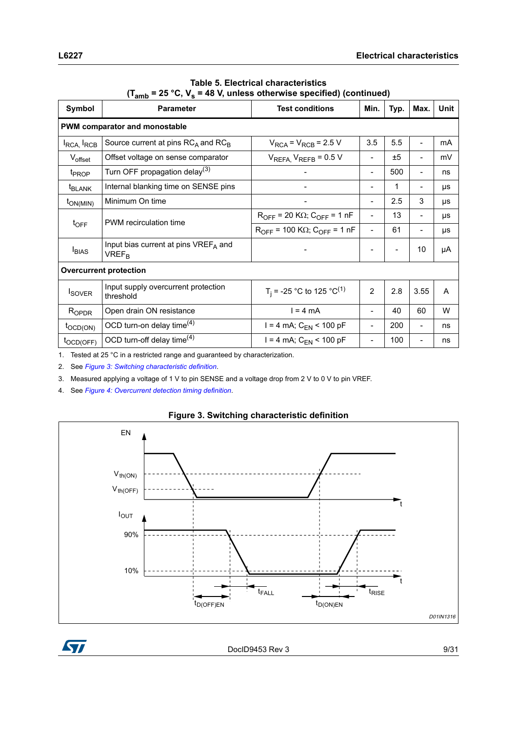**Table 5. Electrical characteristics ($T_{amb}$ = 25 °C, $V_s$ = 48 V, unless otherwise specified) (continued)**

| Symbol | Parameter | Test conditions | Min. | Typ. | Max. | Unit |
|---|---|---|---|---|---|---|
| **PWM comparator and monostable** | | | | | | |
| $I_{RCA}$, $I_{RCB}$ | Source current at pins $RC_A$ and $RC_B$ | $V_{RCA} = V_{RCB}$ = 2.5 V | 3.5 | 5.5 | - | mA |
| $V_{offset}$ | Offset voltage on sense comparator | $V_{REFA}$, $V_{REFB}$ = 0.5 V | - | ±5 | - | mV |
| $t_{PROP}$ | Turn OFF propagation delay(3) | - | - | 500 | - | ns |
| $t_{BLANK}$ | Internal blanking time on SENSE pins | - | - | 1 | - | µs |
| $t_{ON(MIN)}$ | Minimum On time | - | - | 2.5 | 3 | µs |
| $t_{OFF}$ | PWM recirculation time | $R_{OFF}$ = 20 KΩ; $C_{OFF}$ = 1 nF | - | 13 | - | µs |
| | | $R_{OFF}$ = 100 KΩ; $C_{OFF}$ = 1 nF | - | 61 | - | µs |
| $I_{BIAS}$ | Input bias current at pins $VREF_A$ and $VREF_B$ | - | - | - | 10 | µA |
| **Overcurrent protection** | | | | | | |
| $I_{SOVER}$ | Input supply overcurrent protection threshold | $T_j$ = -25 °C to 125 °C(1) | 2 | 2.8 | 3.55 | A |
| $R_{OPDR}$ | Open drain ON resistance | I = 4 mA | - | 40 | 60 | W |
| $t_{OCD(ON)}$ | OCD turn-on delay time(4) | I = 4 mA; $C_{EN}$ < 100 pF | - | 200 | - | ns |
| $t_{OCD(OFF)}$ | OCD turn-off delay time(4) | I = 4 mA; $C_{EN}$ < 100 pF | - | 100 | - | ns |

1. Tested at 25 °C in a restricted range and guaranteed by characterization.
2. See *Figure 3: Switching characteristic definition*.
3. Measured applying a voltage of 1 V to pin SENSE and a voltage drop from 2 V to 0 V to pin VREF.
4. See *Figure 4: Overcurrent detection timing definition*.

**Figure 3. Switching characteristic definition**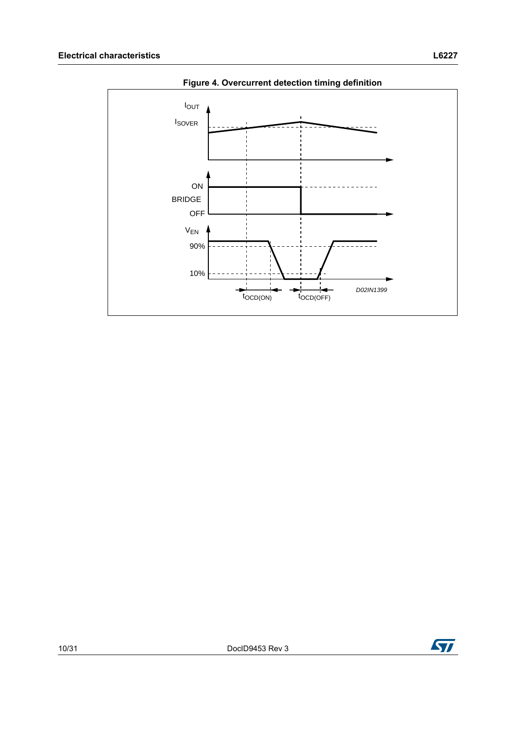**Figure 4. Overcurrent detection timing definition**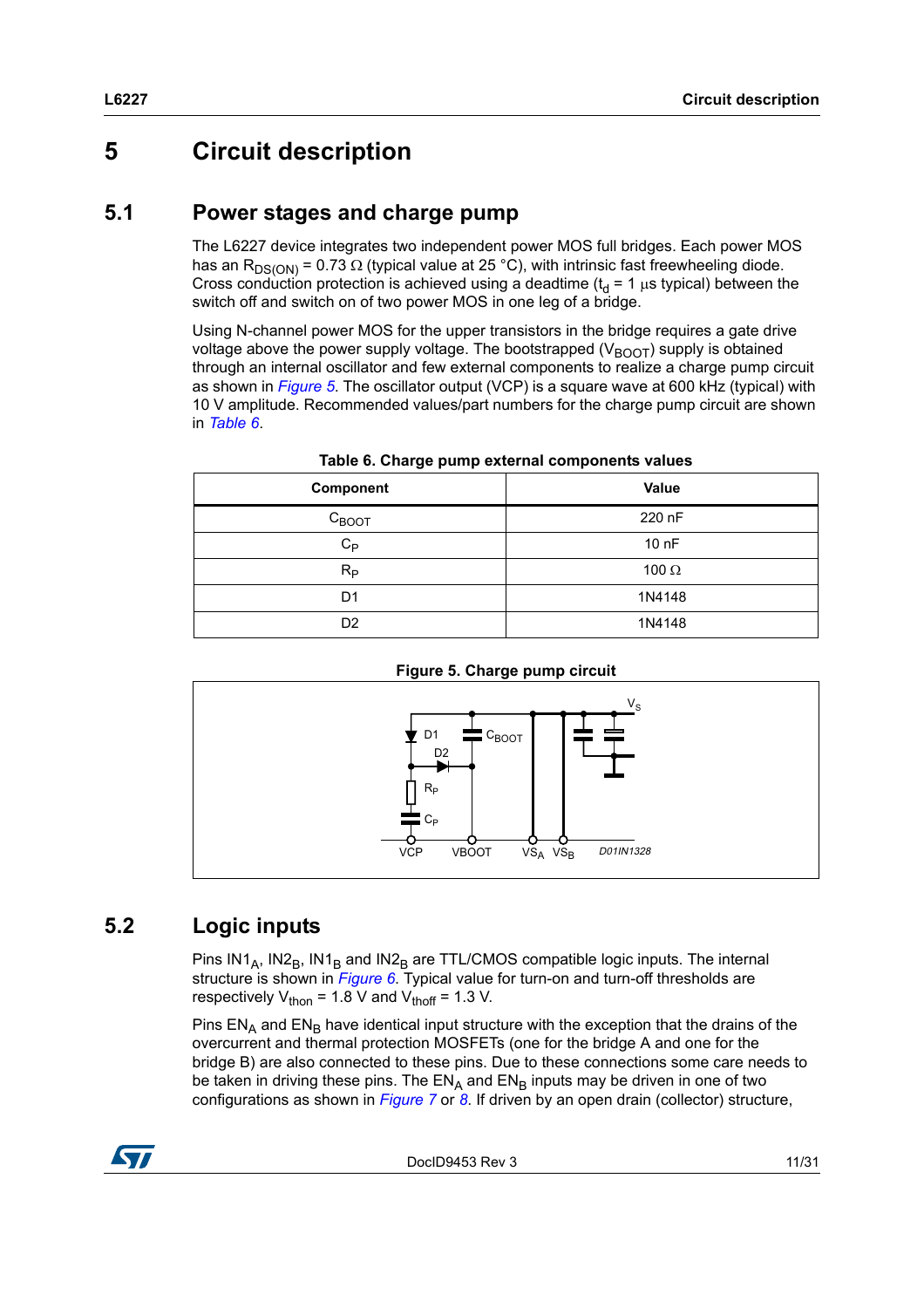# 5 Circuit description

## 5.1 Power stages and charge pump

The L6227 device integrates two independent power MOS full bridges. Each power MOS has an $R_{DS(ON)}$ = 0.73 Ω (typical value at 25 °C), with intrinsic fast freewheeling diode. Cross conduction protection is achieved using a deadtime ($t_d$ = 1 µs typical) between the switch off and switch on of two power MOS in one leg of a bridge.

Using N-channel power MOS for the upper transistors in the bridge requires a gate drive voltage above the power supply voltage. The bootstrapped ($V_{BOOT}$) supply is obtained through an internal oscillator and few external components to realize a charge pump circuit as shown in *Figure 5*. The oscillator output (VCP) is a square wave at 600 kHz (typical) with 10 V amplitude. Recommended values/part numbers for the charge pump circuit are shown in *Table 6*.

**Table 6. Charge pump external components values**

| Component | Value |
|---|---|
| $C_{BOOT}$ | 220 nF |
| $C_P$ | 10 nF |
| $R_P$ | 100 Ω |
| D1 | 1N4148 |
| D2 | 1N4148 |

**Figure 5. Charge pump circuit**

## 5.2 Logic inputs

Pins $IN1_A$, $IN2_B$, $IN1_B$ and $IN2_B$ are TTL/CMOS compatible logic inputs. The internal structure is shown in *Figure 6*. Typical value for turn-on and turn-off thresholds are respectively $V_{thon}$ = 1.8 V and $V_{thoff}$ = 1.3 V.

Pins $EN_A$ and $EN_B$ have identical input structure with the exception that the drains of the overcurrent and thermal protection MOSFETs (one for the bridge A and one for the bridge B) are also connected to these pins. Due to these connections some care needs to be taken in driving these pins. The $EN_A$ and $EN_B$ inputs may be driven in one of two configurations as shown in *Figure 7* or *8*. If driven by an open drain (collector) structure,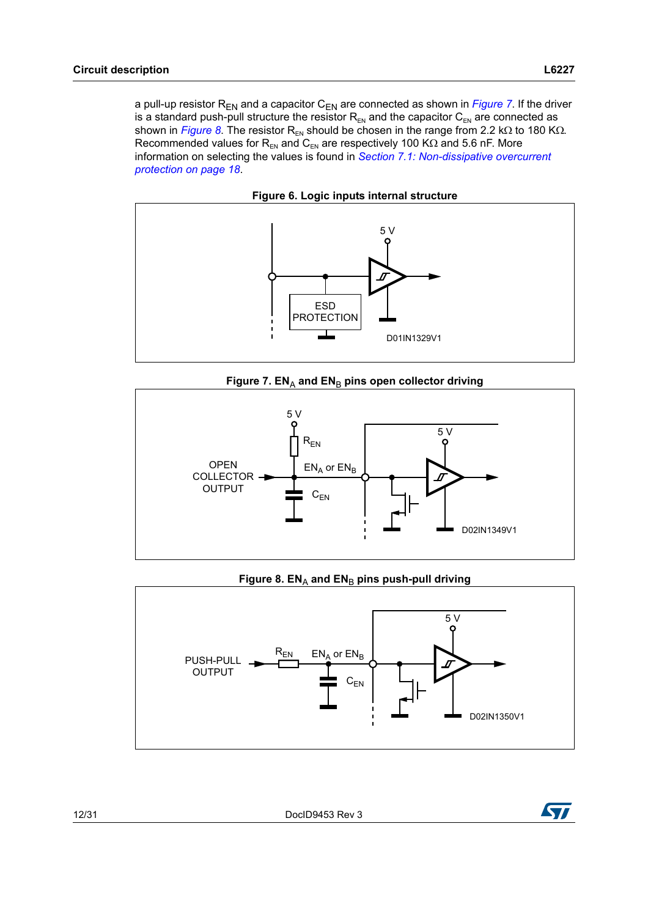a pull-up resistor $R_{EN}$ and a capacitor $C_{EN}$ are connected as shown in *Figure 7*. If the driver is a standard push-pull structure the resistor $R_{EN}$ and the capacitor $C_{EN}$ are connected as shown in *Figure 8*. The resistor $R_{EN}$ should be chosen in the range from 2.2 kΩ to 180 KΩ. Recommended values for $R_{EN}$ and $C_{EN}$ are respectively 100 KΩ and 5.6 nF. More information on selecting the values is found in *Section 7.1: Non-dissipative overcurrent protection on page 18*.

**Figure 6. Logic inputs internal structure**

**Figure 7. $EN_A$ and $EN_B$ pins open collector driving**

**Figure 8. $EN_A$ and $EN_B$ pins push-pull driving**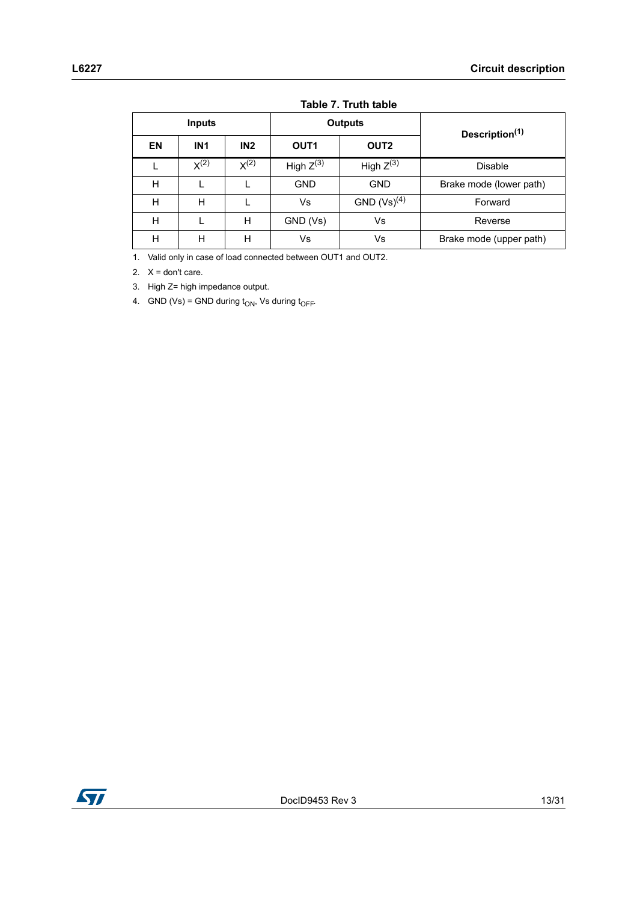**Table 7. Truth table**

| Inputs | | | Outputs | | Description[1] |
|---|---|---|---|---|---|
| EN | IN1 | IN2 | OUT1 | OUT2 | |
| L | X[2] | X[2] | High Z[3] | High Z[3] | Disable |
| H | L | L | GND | GND | Brake mode (lower path) |
| H | H | L | Vs | GND (Vs)[4] | Forward |
| H | L | H | GND (Vs) | Vs | Reverse |
| H | H | H | Vs | Vs | Brake mode (upper path) |

1. Valid only in case of load connected between OUT1 and OUT2.
2. X = don't care.
3. High Z= high impedance output.
4. GND (Vs) = GND during $t_{ON}$, Vs during $t_{OFF}$.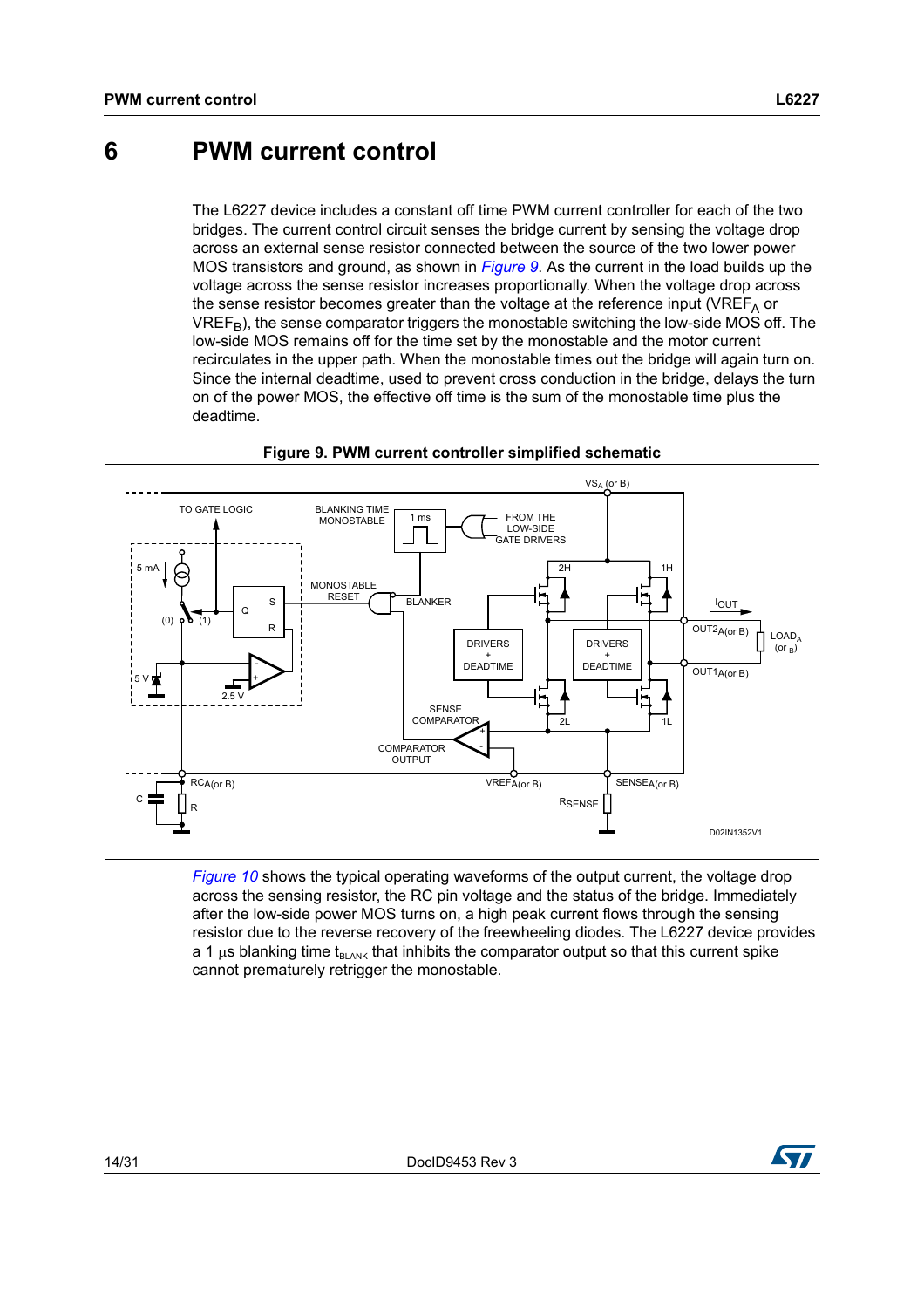# 6 PWM current control

The L6227 device includes a constant off time PWM current controller for each of the two bridges. The current control circuit senses the bridge current by sensing the voltage drop across an external sense resistor connected between the source of the two lower power MOS transistors and ground, as shown in *Figure 9*. As the current in the load builds up the voltage across the sense resistor increases proportionally. When the voltage drop across the sense resistor becomes greater than the voltage at the reference input ($VREF_A$ or $VREF_B$), the sense comparator triggers the monostable switching the low-side MOS off. The low-side MOS remains off for the time set by the monostable and the motor current recirculates in the upper path. When the monostable times out the bridge will again turn on. Since the internal deadtime, used to prevent cross conduction in the bridge, delays the turn on of the power MOS, the effective off time is the sum of the monostable time plus the deadtime.

**Figure 9. PWM current controller simplified schematic**

*Figure 10* shows the typical operating waveforms of the output current, the voltage drop across the sensing resistor, the RC pin voltage and the status of the bridge. Immediately after the low-side power MOS turns on, a high peak current flows through the sensing resistor due to the reverse recovery of the freewheeling diodes. The L6227 device provides a 1 µs blanking time $t_{BLANK}$ that inhibits the comparator output so that this current spike cannot prematurely retrigger the monostable.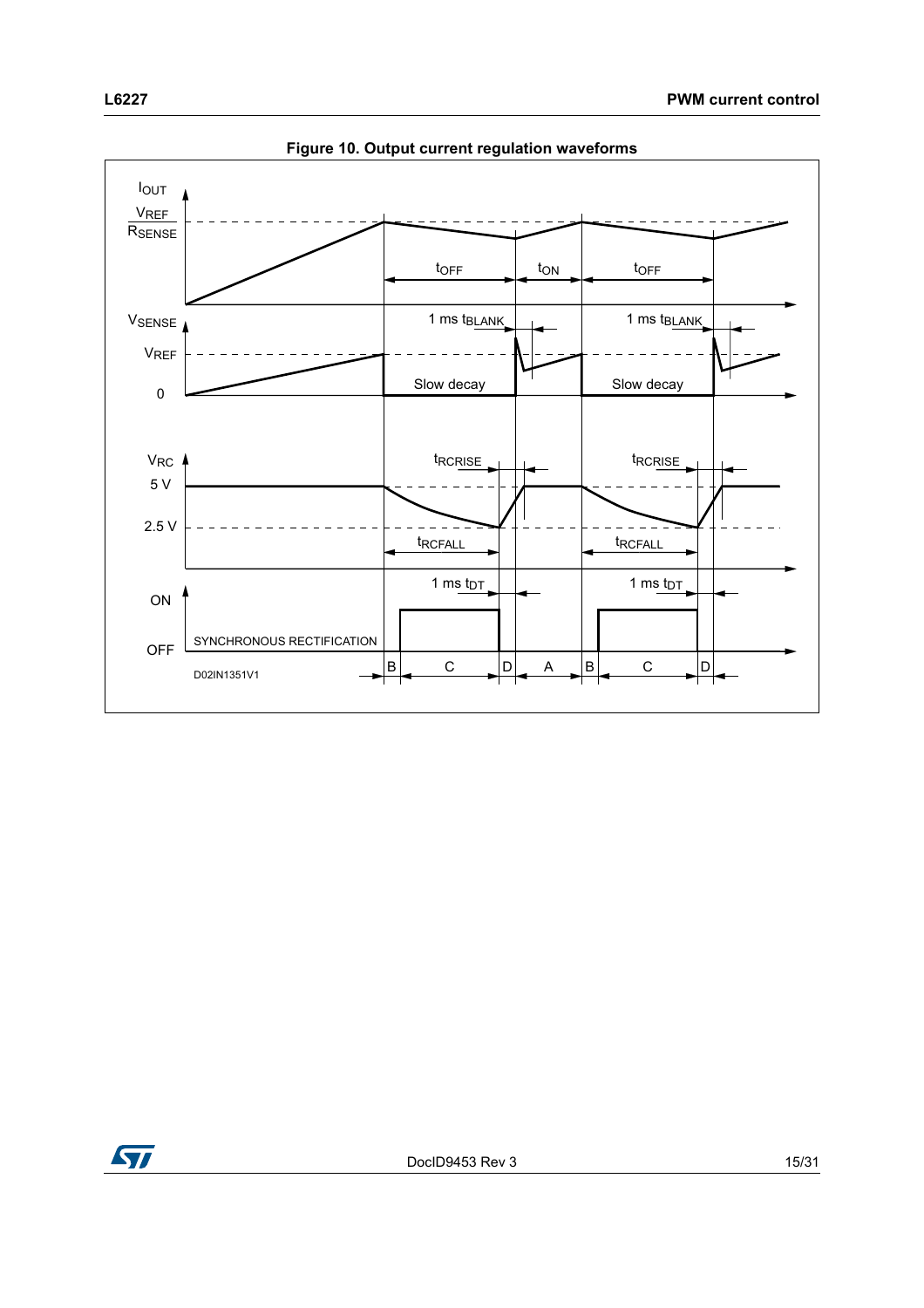**Figure 10. Output current regulation waveforms**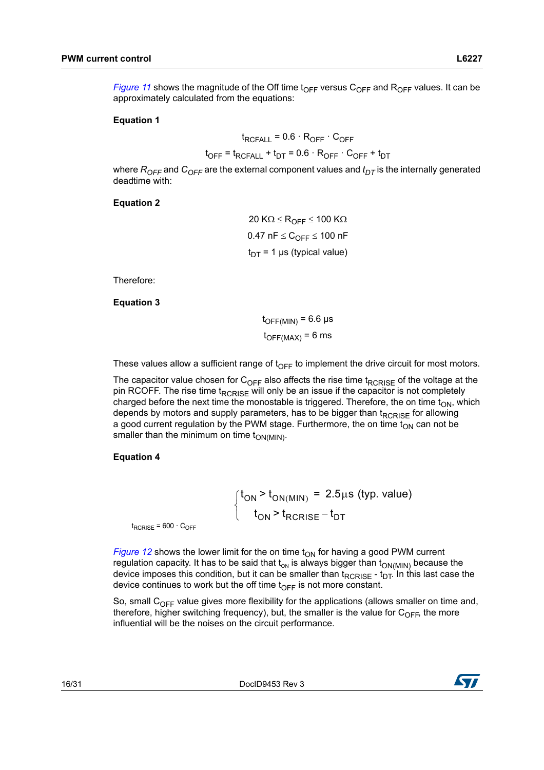*Figure 11* shows the magnitude of the Off time $t_{OFF}$ versus $C_{OFF}$ and $R_{OFF}$ values. It can be approximately calculated from the equations:

**Equation 1**

$$t_{RCFALL} = 0.6 \cdot R_{OFF} \cdot C_{OFF}$$

$$t_{OFF} = t_{RCFALL} + t_{DT} = 0.6 \cdot R_{OFF} \cdot C_{OFF} + t_{DT}$$

where $R_{OFF}$ and $C_{OFF}$ are the external component values and $t_{DT}$ is the internally generated deadtime with:

**Equation 2**

$$20\ K\Omega \leq R_{OFF} \leq 100\ K\Omega$$

$$0.47\ nF \leq C_{OFF} \leq 100\ nF$$

$$t_{DT} = 1\ \mu s \text{ (typical value)}$$

Therefore:

**Equation 3**

$$t_{OFF(MIN)} = 6.6\ \mu s$$

$$t_{OFF(MAX)} = 6\ ms$$

These values allow a sufficient range of $t_{OFF}$ to implement the drive circuit for most motors.

The capacitor value chosen for $C_{OFF}$ also affects the rise time $t_{RCRISE}$ of the voltage at the pin RCOFF. The rise time $t_{RCRISE}$ will only be an issue if the capacitor is not completely charged before the next time the monostable is triggered. Therefore, the on time $t_{ON}$, which depends by motors and supply parameters, has to be bigger than $t_{RCRISE}$ for allowing a good current regulation by the PWM stage. Furthermore, the on time $t_{ON}$ can not be smaller than the minimum on time $t_{ON(MIN)}$.

**Equation 4**

$$\begin{cases} t_{ON} > t_{ON(MIN)} = 2.5\mu s \text{ (typ. value)} \\ t_{ON} > t_{RCRISE} - t_{DT} \end{cases}$$

$$t_{RCRISE} = 600 \cdot C_{OFF}$$

*Figure 12* shows the lower limit for the on time $t_{ON}$ for having a good PWM current regulation capacity. It has to be said that $t_{ON}$ is always bigger than $t_{ON(MIN)}$ because the device imposes this condition, but it can be smaller than $t_{RCRISE}$ - $t_{DT}$. In this last case the device continues to work but the off time $t_{OFF}$ is not more constant.

So, small $C_{OFF}$ value gives more flexibility for the applications (allows smaller on time and, therefore, higher switching frequency), but, the smaller is the value for $C_{OFF}$, the more influential will be the noises on the circuit performance.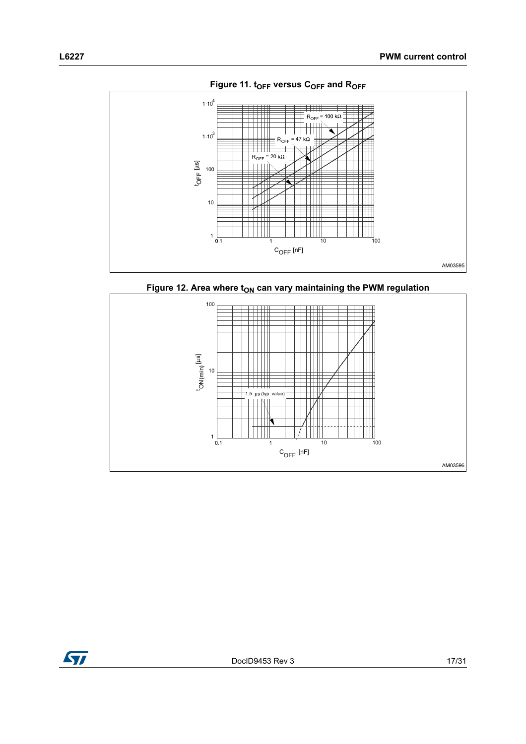**Figure 11. $t_{OFF}$ versus $C_{OFF}$ and $R_{OFF}$**

**Figure 12. Area where $t_{ON}$ can vary maintaining the PWM regulation**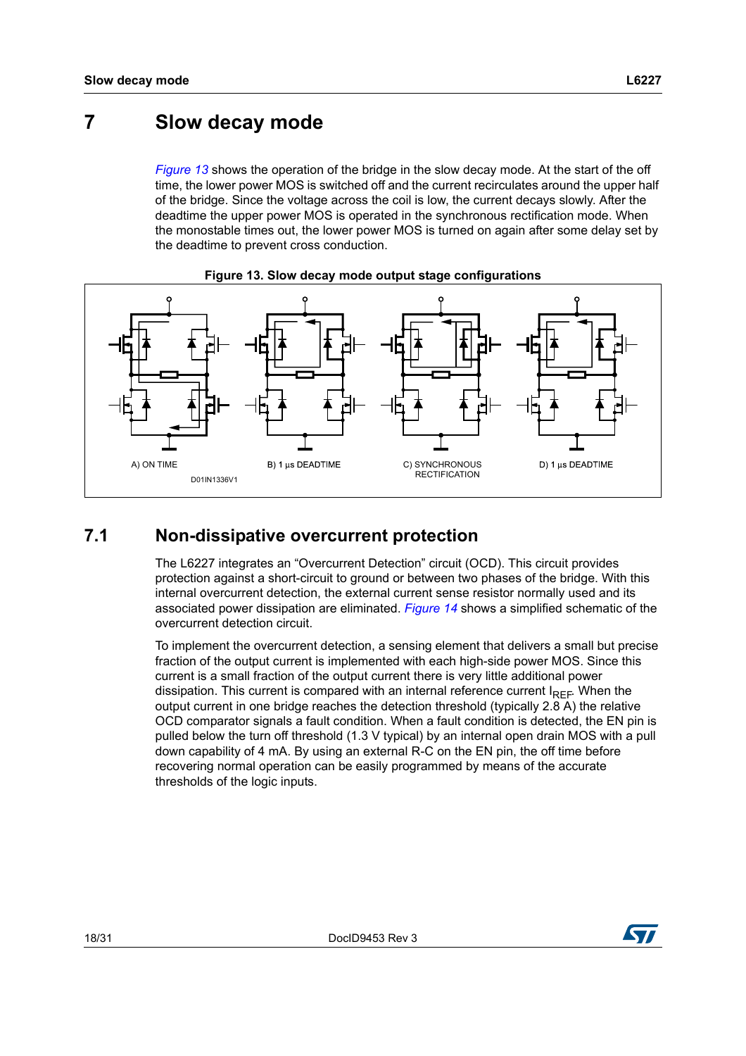# 7 Slow decay mode

*Figure 13* shows the operation of the bridge in the slow decay mode. At the start of the off time, the lower power MOS is switched off and the current recirculates around the upper half of the bridge. Since the voltage across the coil is low, the current decays slowly. After the deadtime the upper power MOS is operated in the synchronous rectification mode. When the monostable times out, the lower power MOS is turned on again after some delay set by the deadtime to prevent cross conduction.

**Figure 13. Slow decay mode output stage configurations**

A) ON TIME  B) 1 µs DEADTIME  C) SYNCHRONOUS RECTIFICATION  D) 1 µs DEADTIME

D01IN1336V1

## 7.1 Non-dissipative overcurrent protection

The L6227 integrates an “Overcurrent Detection” circuit (OCD). This circuit provides protection against a short-circuit to ground or between two phases of the bridge. With this internal overcurrent detection, the external current sense resistor normally used and its associated power dissipation are eliminated. *Figure 14* shows a simplified schematic of the overcurrent detection circuit.

To implement the overcurrent detection, a sensing element that delivers a small but precise fraction of the output current is implemented with each high-side power MOS. Since this current is a small fraction of the output current there is very little additional power dissipation. This current is compared with an internal reference current $I_{REF}$. When the output current in one bridge reaches the detection threshold (typically 2.8 A) the relative OCD comparator signals a fault condition. When a fault condition is detected, the EN pin is pulled below the turn off threshold (1.3 V typical) by an internal open drain MOS with a pull down capability of 4 mA. By using an external R-C on the EN pin, the off time before recovering normal operation can be easily programmed by means of the accurate thresholds of the logic inputs.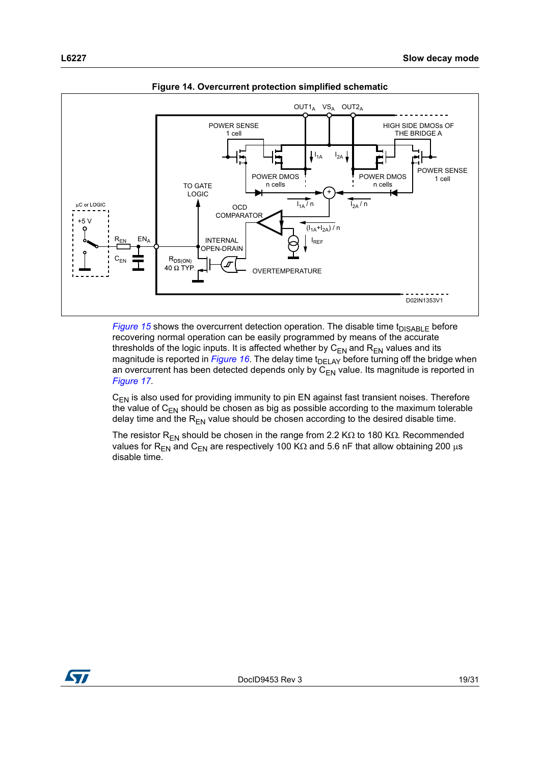**Figure 14. Overcurrent protection simplified schematic**

Figure 15 shows the overcurrent detection operation. The disable time $t_{DISABLE}$ before recovering normal operation can be easily programmed by means of the accurate thresholds of the logic inputs. It is affected whether by $C_{EN}$ and $R_{EN}$ values and its magnitude is reported in Figure 16. The delay time $t_{DELAY}$ before turning off the bridge when an overcurrent has been detected depends only by $C_{EN}$ value. Its magnitude is reported in Figure 17.

$C_{EN}$ is also used for providing immunity to pin EN against fast transient noises. Therefore the value of $C_{EN}$ should be chosen as big as possible according to the maximum tolerable delay time and the $R_{EN}$ value should be chosen according to the desired disable time.

The resistor $R_{EN}$ should be chosen in the range from 2.2 KΩ to 180 KΩ. Recommended values for $R_{EN}$ and $C_{EN}$ are respectively 100 KΩ and 5.6 nF that allow obtaining 200 µs disable time.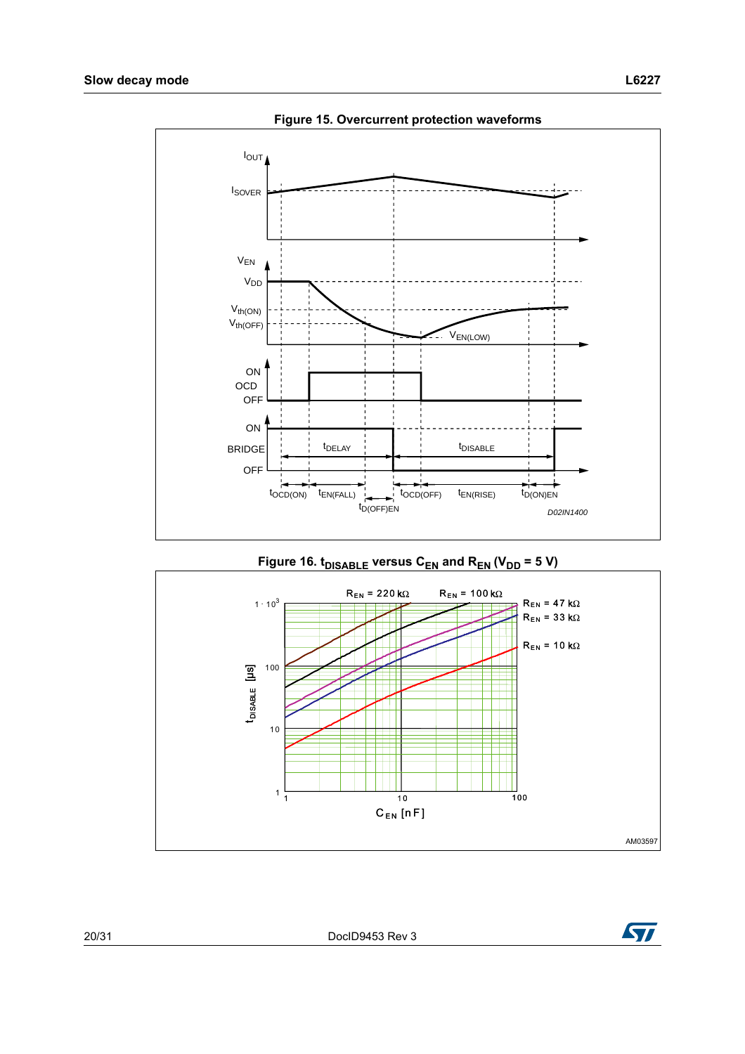**Figure 15. Overcurrent protection waveforms**

**Figure 16. $t_{DISABLE}$ versus $C_{EN}$ and $R_{EN}$ ($V_{DD}$ = 5 V)**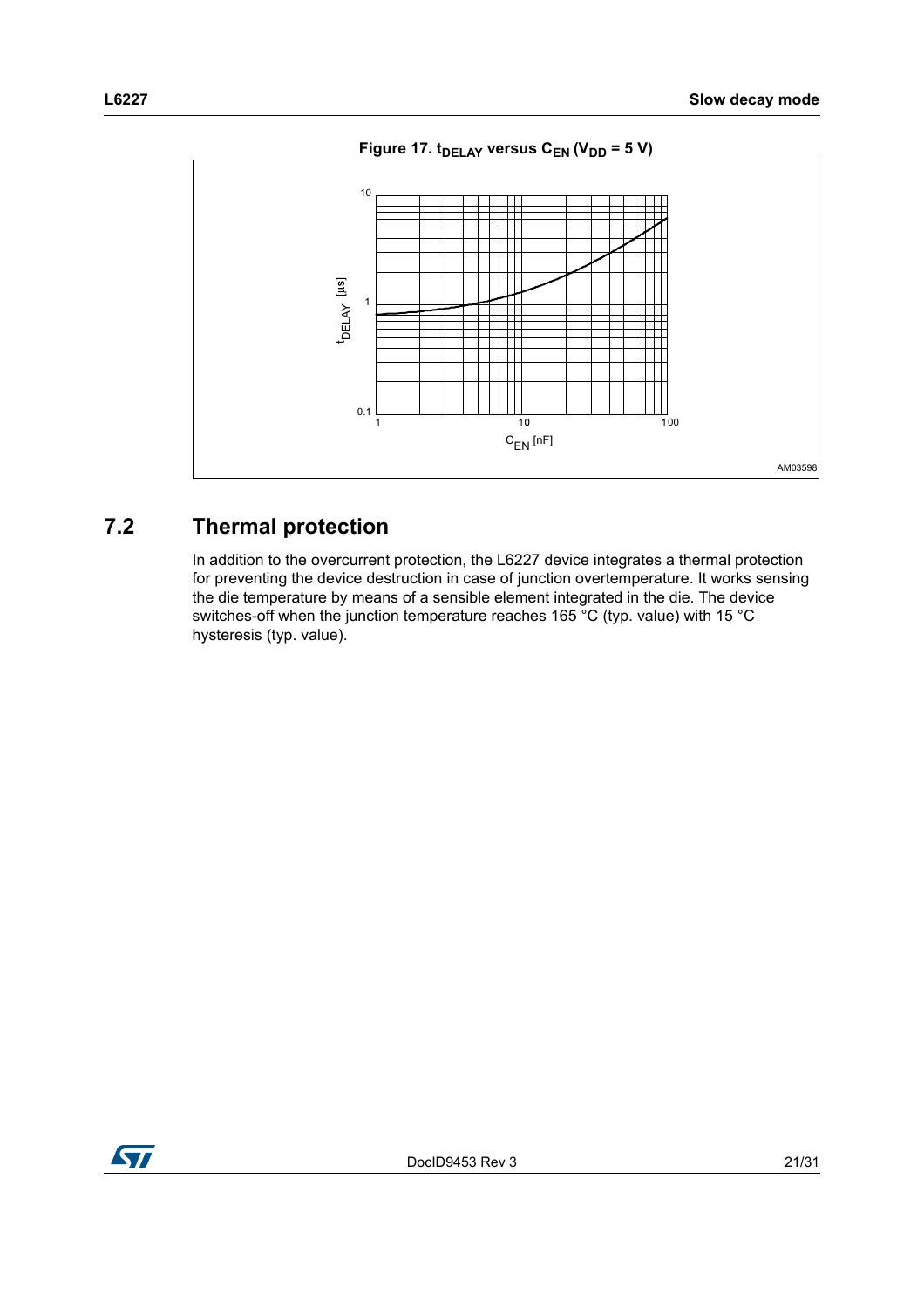Figure 17. $t_{DELAY}$ versus $C_{EN}$ ($V_{DD}$ = 5 V)

## 7.2 Thermal protection

In addition to the overcurrent protection, the L6227 device integrates a thermal protection for preventing the device destruction in case of junction overtemperature. It works sensing the die temperature by means of a sensible element integrated in the die. The device switches-off when the junction temperature reaches 165 °C (typ. value) with 15 °C hysteresis (typ. value).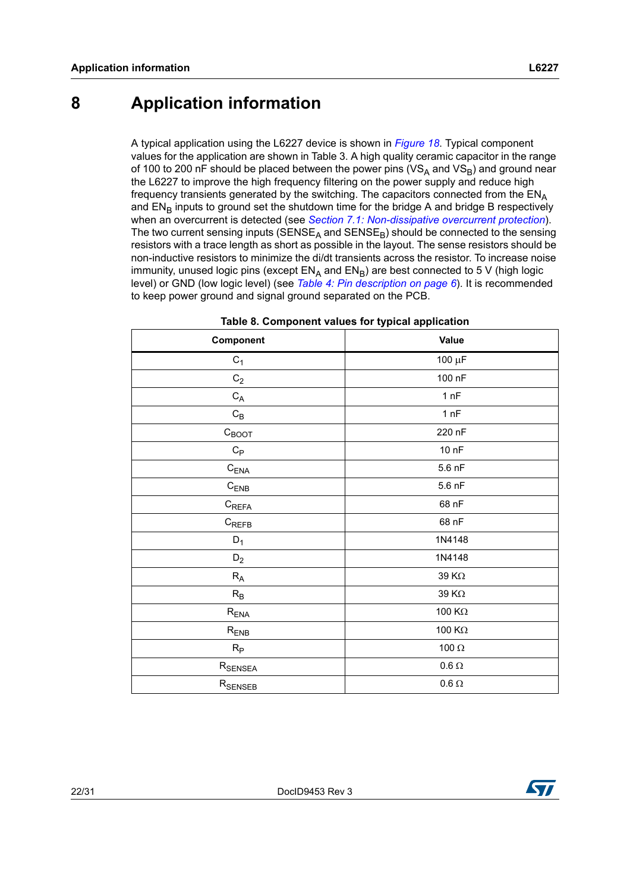# 8 Application information

A typical application using the L6227 device is shown in *Figure 18*. Typical component values for the application are shown in Table 3. A high quality ceramic capacitor in the range of 100 to 200 nF should be placed between the power pins ($VS_A$ and $VS_B$) and ground near the L6227 to improve the high frequency filtering on the power supply and reduce high frequency transients generated by the switching. The capacitors connected from the $EN_A$ and $EN_B$ inputs to ground set the shutdown time for the bridge A and bridge B respectively when an overcurrent is detected (see *Section 7.1: Non-dissipative overcurrent protection*). The two current sensing inputs ($SENSE_A$ and $SENSE_B$) should be connected to the sensing resistors with a trace length as short as possible in the layout. The sense resistors should be non-inductive resistors to minimize the di/dt transients across the resistor. To increase noise immunity, unused logic pins (except $EN_A$ and $EN_B$) are best connected to 5 V (high logic level) or GND (low logic level) (see *Table 4: Pin description on page 6*). It is recommended to keep power ground and signal ground separated on the PCB.

**Table 8. Component values for typical application**

| Component | Value |
|---|---|
| $C_1$ | 100 µF |
| $C_2$ | 100 nF |
| $C_A$ | 1 nF |
| $C_B$ | 1 nF |
| $C_{BOOT}$ | 220 nF |
| $C_P$ | 10 nF |
| $C_{ENA}$ | 5.6 nF |
| $C_{ENB}$ | 5.6 nF |
| $C_{REFA}$ | 68 nF |
| $C_{REFB}$ | 68 nF |
| $D_1$ | 1N4148 |
| $D_2$ | 1N4148 |
| $R_A$ | 39 KΩ |
| $R_B$ | 39 KΩ |
| $R_{ENA}$ | 100 KΩ |
| $R_{ENB}$ | 100 KΩ |
| $R_P$ | 100 Ω |
| $R_{SENSEA}$ | 0.6 Ω |
| $R_{SENSEB}$ | 0.6 Ω |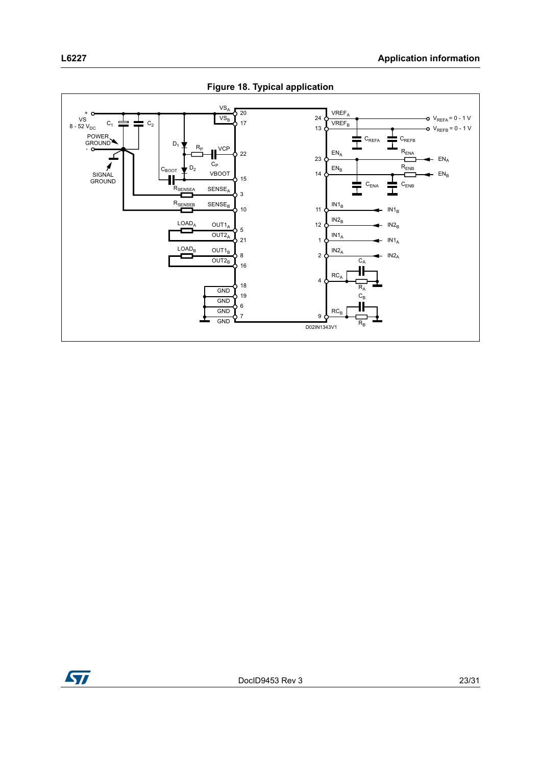**Figure 18. Typical application**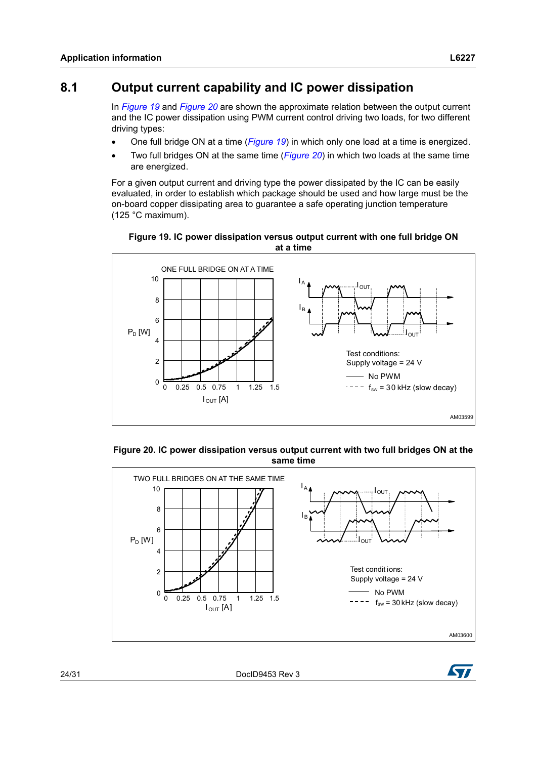## 8.1 Output current capability and IC power dissipation

In *Figure 19* and *Figure 20* are shown the approximate relation between the output current and the IC power dissipation using PWM current control driving two loads, for two different driving types:

- One full bridge ON at a time (*Figure 19*) in which only one load at a time is energized.
- Two full bridges ON at the same time (*Figure 20*) in which two loads at the same time are energized.

For a given output current and driving type the power dissipated by the IC can be easily evaluated, in order to establish which package should be used and how large must be the on-board copper dissipating area to guarantee a safe operating junction temperature (125 °C maximum).

**Figure 19. IC power dissipation versus output current with one full bridge ON at a time**

**Figure 20. IC power dissipation versus output current with two full bridges ON at the same time**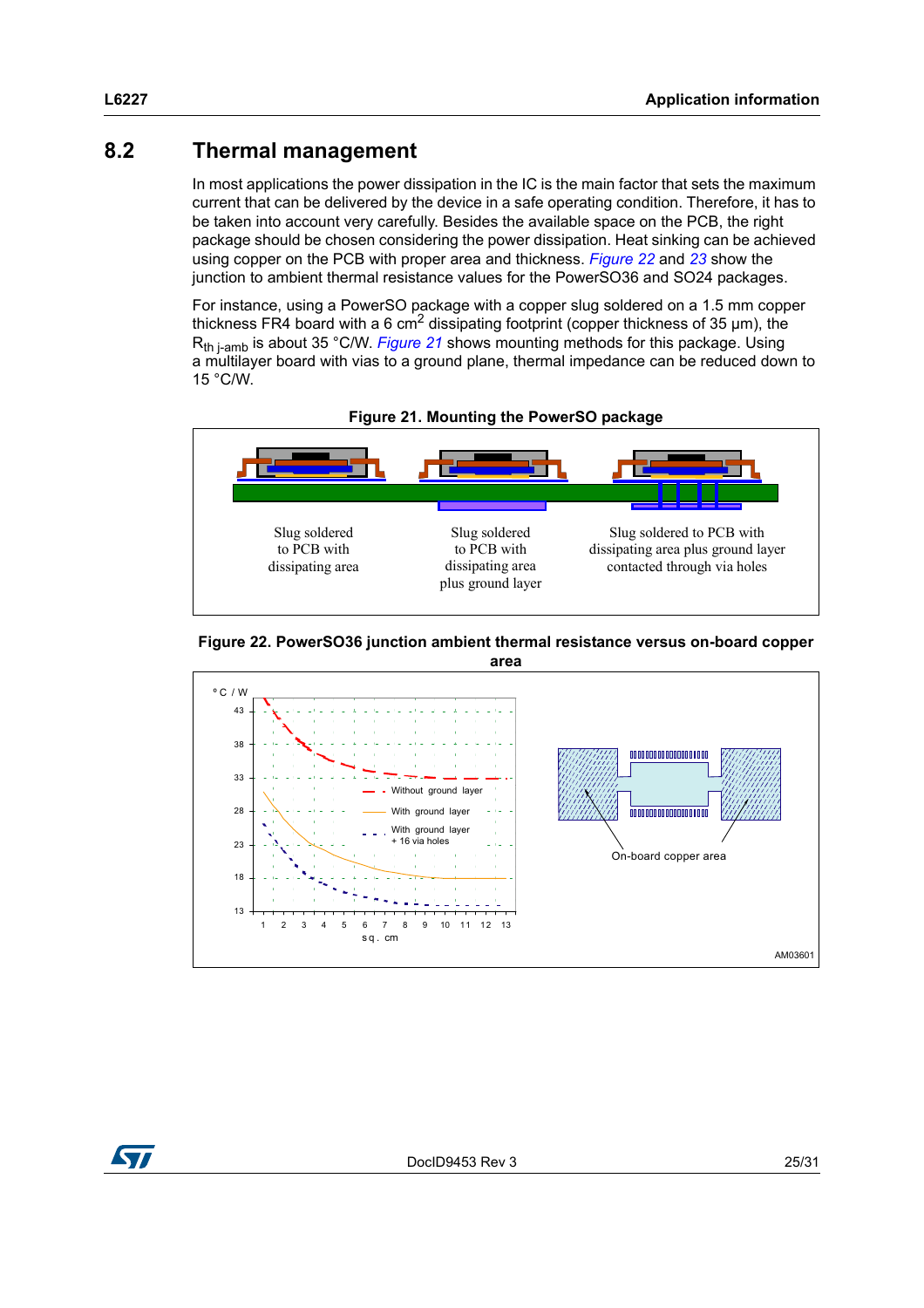## 8.2 Thermal management

In most applications the power dissipation in the IC is the main factor that sets the maximum current that can be delivered by the device in a safe operating condition. Therefore, it has to be taken into account very carefully. Besides the available space on the PCB, the right package should be chosen considering the power dissipation. Heat sinking can be achieved using copper on the PCB with proper area and thickness. *Figure 22* and *23* show the junction to ambient thermal resistance values for the PowerSO36 and SO24 packages.

For instance, using a PowerSO package with a copper slug soldered on a 1.5 mm copper thickness FR4 board with a 6 $cm^2$ dissipating footprint (copper thickness of 35 µm), the $R_{th\ j\text{-}amb}$ is about 35 °C/W. *Figure 21* shows mounting methods for this package. Using a multilayer board with vias to a ground plane, thermal impedance can be reduced down to 15 °C/W.

**Figure 21. Mounting the PowerSO package**

Slug soldered to PCB with dissipating area

Slug soldered to PCB with dissipating area plus ground layer

Slug soldered to PCB with dissipating area plus ground layer contacted through via holes

**Figure 22. PowerSO36 junction ambient thermal resistance versus on-board copper area**

°C / W: 43, 38, 33, 28, 23, 18, 13

sq. cm: 1, 2, 3, 4, 5, 6, 7, 8, 9, 10, 11, 12, 13

Without ground layer

With ground layer

With ground layer + 16 via holes

On-board copper area

AM03601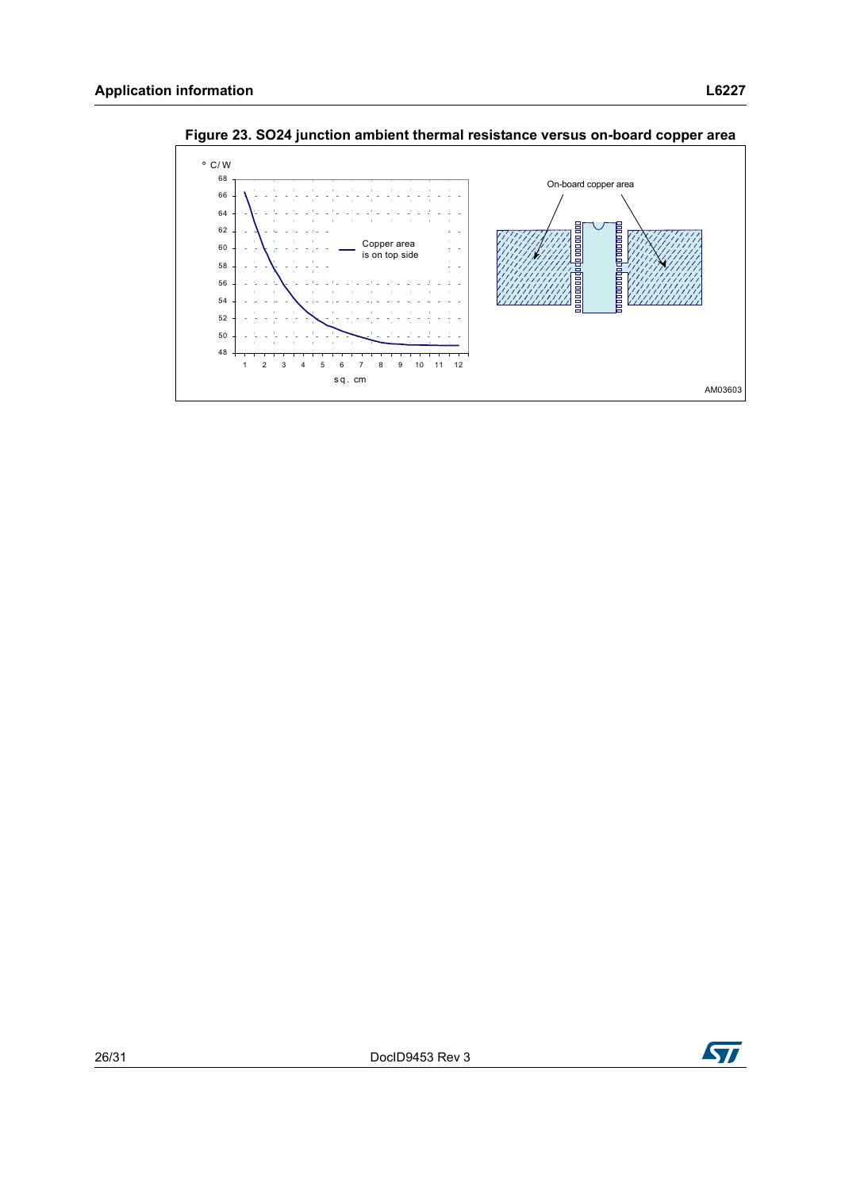**Figure 23. SO24 junction ambient thermal resistance versus on-board copper area**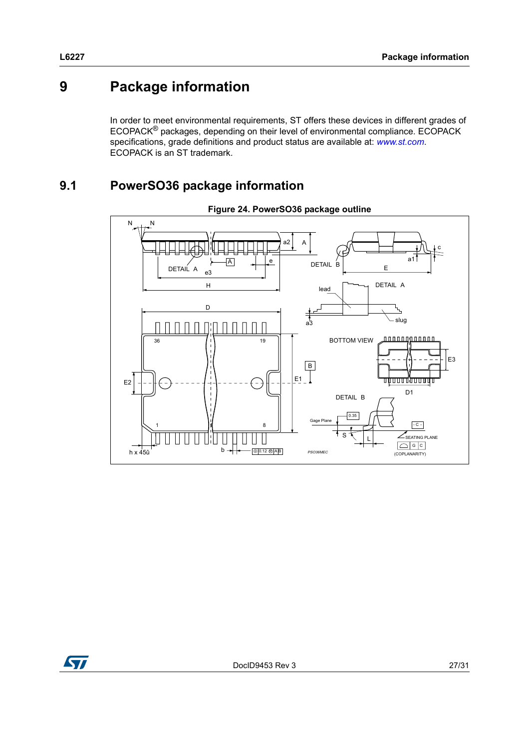# 9 Package information

In order to meet environmental requirements, ST offers these devices in different grades of ECOPACK® packages, depending on their level of environmental compliance. ECOPACK specifications, grade definitions and product status are available at: *www.st.com*. ECOPACK is an ST trademark.

## 9.1 PowerSO36 package information

**Figure 24. PowerSO36 package outline**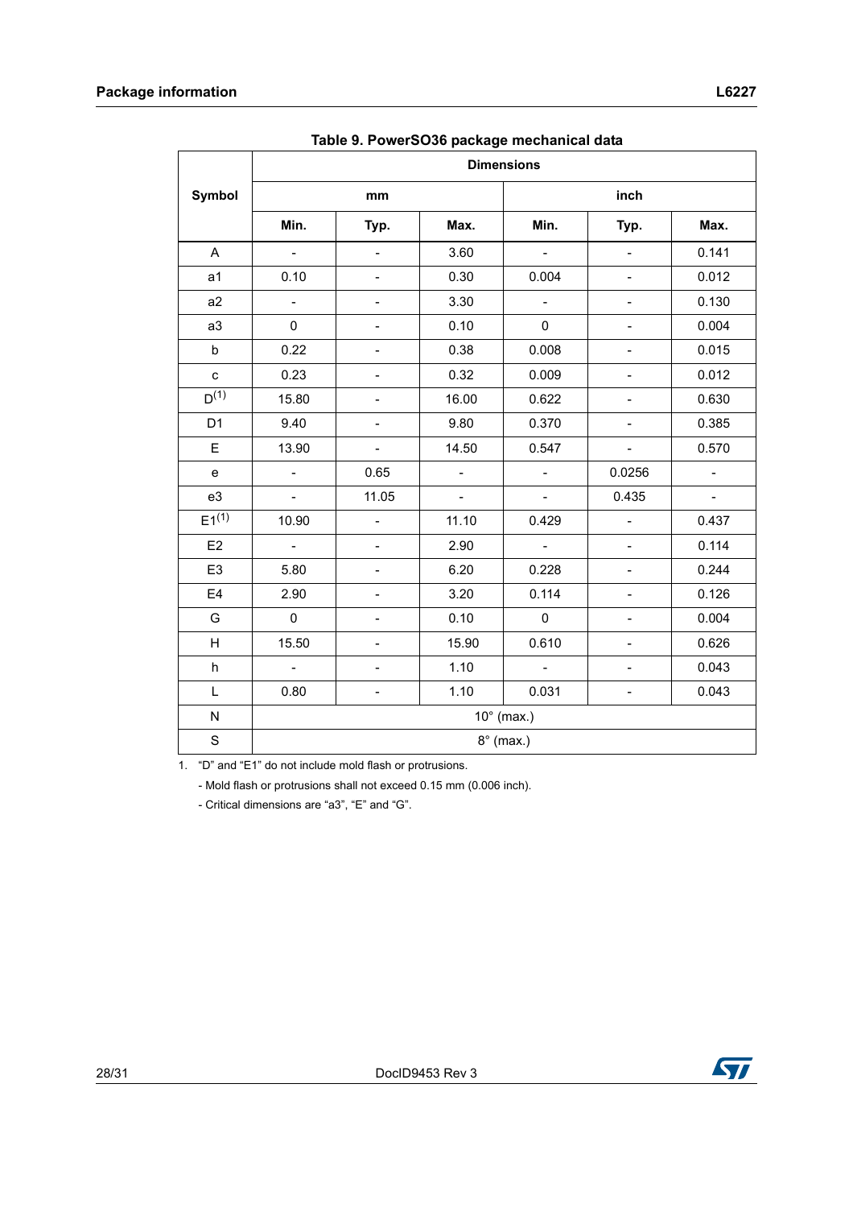**Table 9. PowerSO36 package mechanical data**

| Symbol | Dimensions | | | | | |
|---|---|---|---|---|---|---|
| | mm | | | inch | | |
| | Min. | Typ. | Max. | Min. | Typ. | Max. |
| A | - | - | 3.60 | - | - | 0.141 |
| a1 | 0.10 | - | 0.30 | 0.004 | - | 0.012 |
| a2 | - | - | 3.30 | - | - | 0.130 |
| a3 | 0 | - | 0.10 | 0 | - | 0.004 |
| b | 0.22 | - | 0.38 | 0.008 | - | 0.015 |
| c | 0.23 | - | 0.32 | 0.009 | - | 0.012 |
| D(1) | 15.80 | - | 16.00 | 0.622 | - | 0.630 |
| D1 | 9.40 | - | 9.80 | 0.370 | - | 0.385 |
| E | 13.90 | - | 14.50 | 0.547 | - | 0.570 |
| e | - | 0.65 | - | - | 0.0256 | - |
| e3 | - | 11.05 | - | - | 0.435 | - |
| E1(1) | 10.90 | - | 11.10 | 0.429 | - | 0.437 |
| E2 | - | - | 2.90 | - | - | 0.114 |
| E3 | 5.80 | - | 6.20 | 0.228 | - | 0.244 |
| E4 | 2.90 | - | 3.20 | 0.114 | - | 0.126 |
| G | 0 | - | 0.10 | 0 | - | 0.004 |
| H | 15.50 | - | 15.90 | 0.610 | - | 0.626 |
| h | - | - | 1.10 | - | - | 0.043 |
| L | 0.80 | - | 1.10 | 0.031 | - | 0.043 |
| N | 10° (max.) | | | | | |
| S | 8° (max.) | | | | | |

1. "D" and "E1" do not include mold flash or protrusions.
   - Mold flash or protrusions shall not exceed 0.15 mm (0.006 inch).
   - Critical dimensions are "a3", "E" and "G".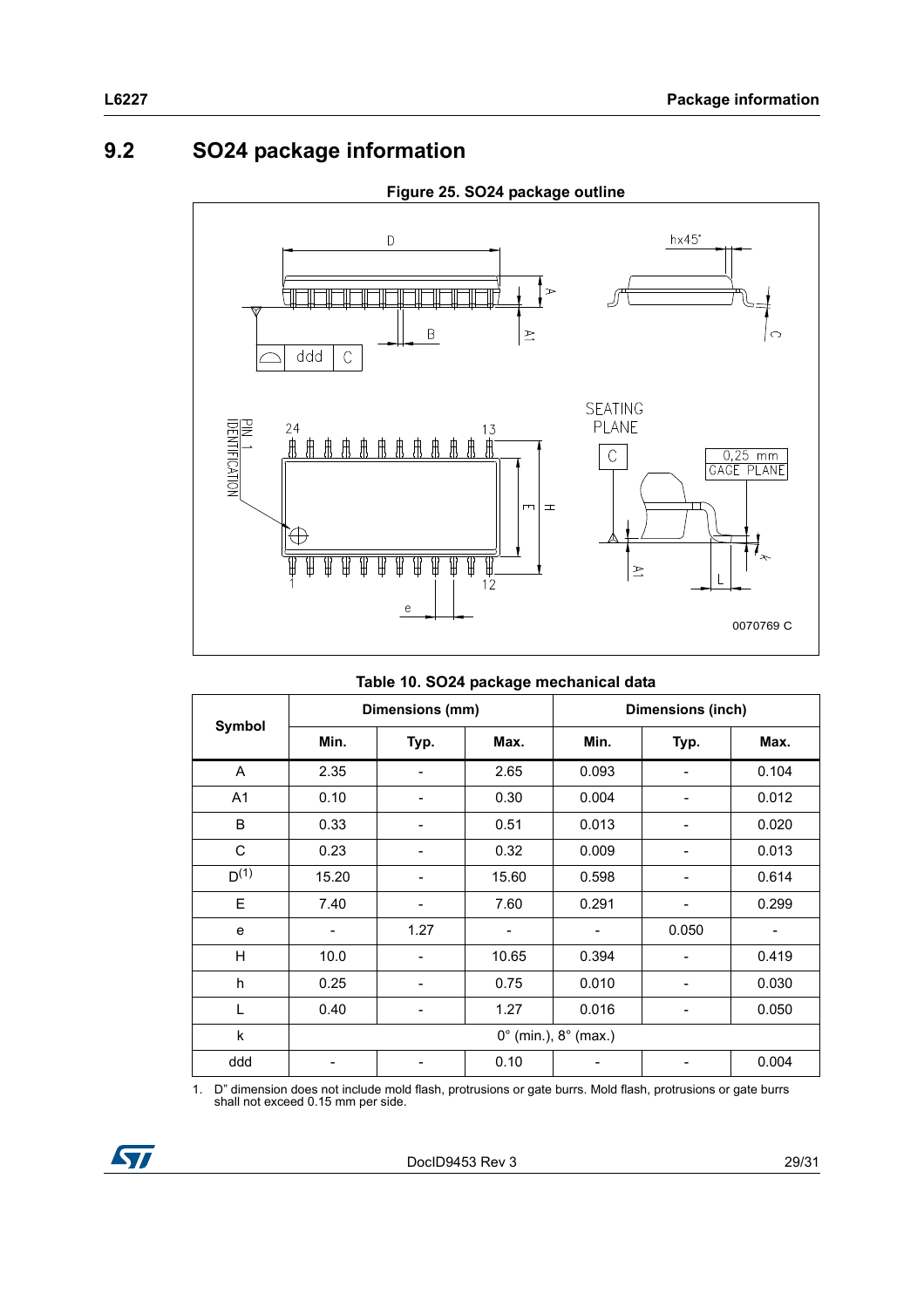## 9.2 SO24 package information

**Figure 25. SO24 package outline**

**Table 10. SO24 package mechanical data**

| Symbol | Dimensions (mm) | | | Dimensions (inch) | | |
|---|---|---|---|---|---|---|
| | Min. | Typ. | Max. | Min. | Typ. | Max. |
| A | 2.35 | - | 2.65 | 0.093 | - | 0.104 |
| A1 | 0.10 | - | 0.30 | 0.004 | - | 0.012 |
| B | 0.33 | - | 0.51 | 0.013 | - | 0.020 |
| C | 0.23 | - | 0.32 | 0.009 | - | 0.013 |
| D[(1)] | 15.20 | - | 15.60 | 0.598 | - | 0.614 |
| E | 7.40 | - | 7.60 | 0.291 | - | 0.299 |
| e | - | 1.27 | - | - | 0.050 | - |
| H | 10.0 | - | 10.65 | 0.394 | - | 0.419 |
| h | 0.25 | - | 0.75 | 0.010 | - | 0.030 |
| L | 0.40 | - | 1.27 | 0.016 | - | 0.050 |
| k | 0° (min.), 8° (max.) | | | | | |
| ddd | - | - | 0.10 | - | - | 0.004 |

1. D" dimension does not include mold flash, protrusions or gate burrs. Mold flash, protrusions or gate burrs shall not exceed 0.15 mm per side.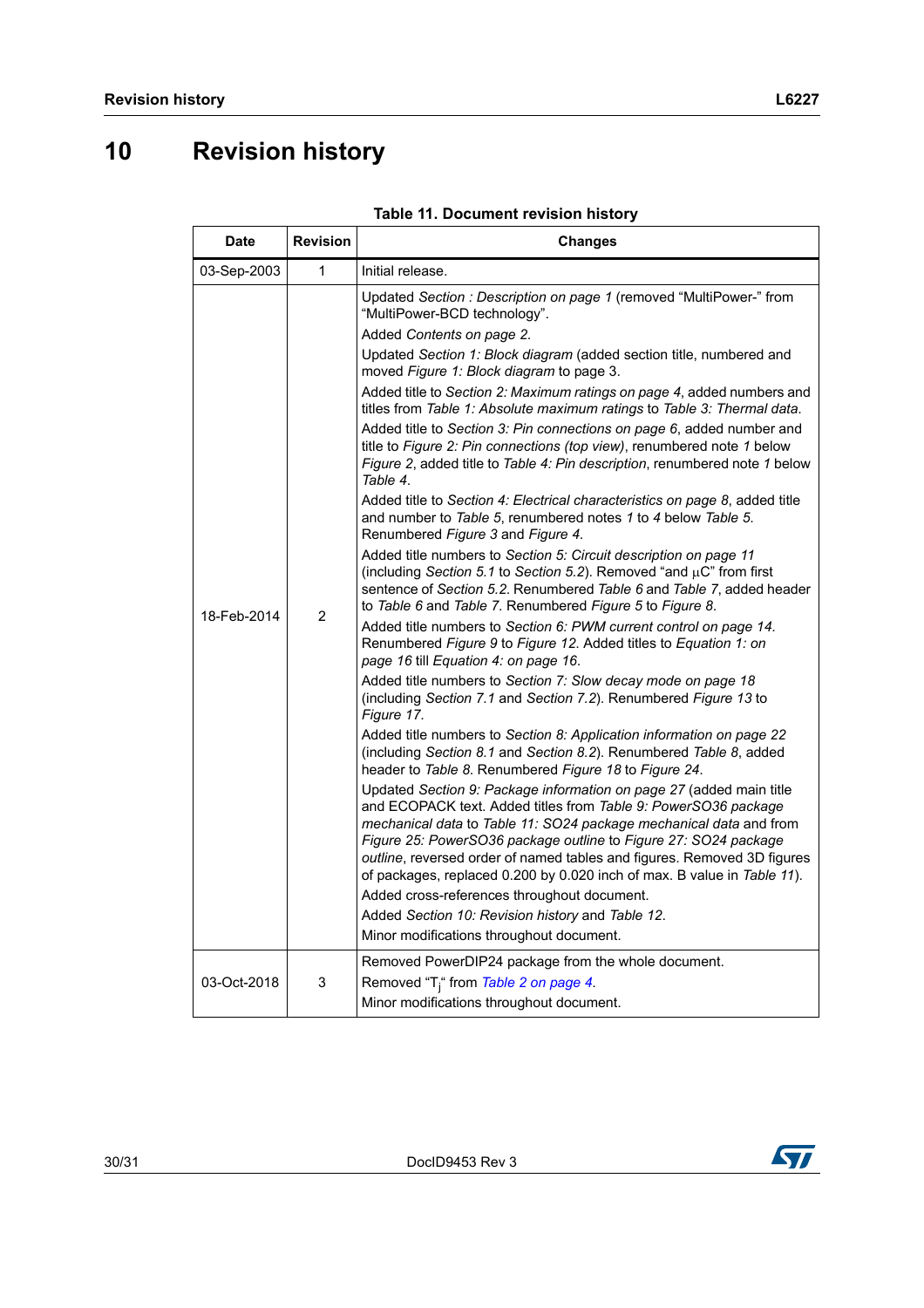# 10 Revision history

**Table 11. Document revision history**

| Date | Revision | Changes |
|---|---|---|
| 03-Sep-2003 | 1 | Initial release. |
| 18-Feb-2014 | 2 | Updated *Section : Description on page 1* (removed "MultiPower-" from "MultiPower-BCD technology".<br>Added *Contents on page 2*.<br>Updated *Section 1: Block diagram* (added section title, numbered and moved *Figure 1: Block diagram* to page 3.<br>Added title to *Section 2: Maximum ratings on page 4*, added numbers and titles from *Table 1: Absolute maximum ratings* to *Table 3: Thermal data*.<br>Added title to *Section 3: Pin connections on page 6*, added number and title to *Figure 2: Pin connections (top view)*, renumbered note *1* below *Figure 2*, added title to *Table 4: Pin description*, renumbered note *1* below *Table 4*.<br>Added title to *Section 4: Electrical characteristics on page 8*, added title and number to *Table 5*, renumbered notes *1* to *4* below *Table 5*. Renumbered *Figure 3* and *Figure 4*.<br>Added title numbers to *Section 5: Circuit description on page 11* (including *Section 5.1* to *Section 5.2*). Removed "and μC" from first sentence of *Section 5.2*. Renumbered *Table 6* and *Table 7*, added header to *Table 6* and *Table 7*. Renumbered *Figure 5* to *Figure 8*.<br>Added title numbers to *Section 6: PWM current control on page 14*. Renumbered *Figure 9* to *Figure 12*. Added titles to *Equation 1: on page 16* till *Equation 4: on page 16*.<br>Added title numbers to *Section 7: Slow decay mode on page 18* (including *Section 7.1* and *Section 7.2*). Renumbered *Figure 13* to *Figure 17*.<br>Added title numbers to *Section 8: Application information on page 22* (including *Section 8.1* and *Section 8.2*). Renumbered *Table 8*, added header to *Table 8*. Renumbered *Figure 18* to *Figure 24*.<br>Updated *Section 9: Package information on page 27* (added main title and ECOPACK text. Added titles from *Table 9: PowerSO36 package mechanical data* to *Table 11: SO24 package mechanical data* and from *Figure 25: PowerSO36 package outline* to *Figure 27: SO24 package outline*, reversed order of named tables and figures. Removed 3D figures of packages, replaced 0.200 by 0.020 inch of max. B value in *Table 11*).<br>Added cross-references throughout document.<br>Added *Section 10: Revision history* and *Table 12*.<br>Minor modifications throughout document. |
| 03-Oct-2018 | 3 | Removed PowerDIP24 package from the whole document.<br>Removed "$T_j$" from *Table 2 on page 4*.<br>Minor modifications throughout document. |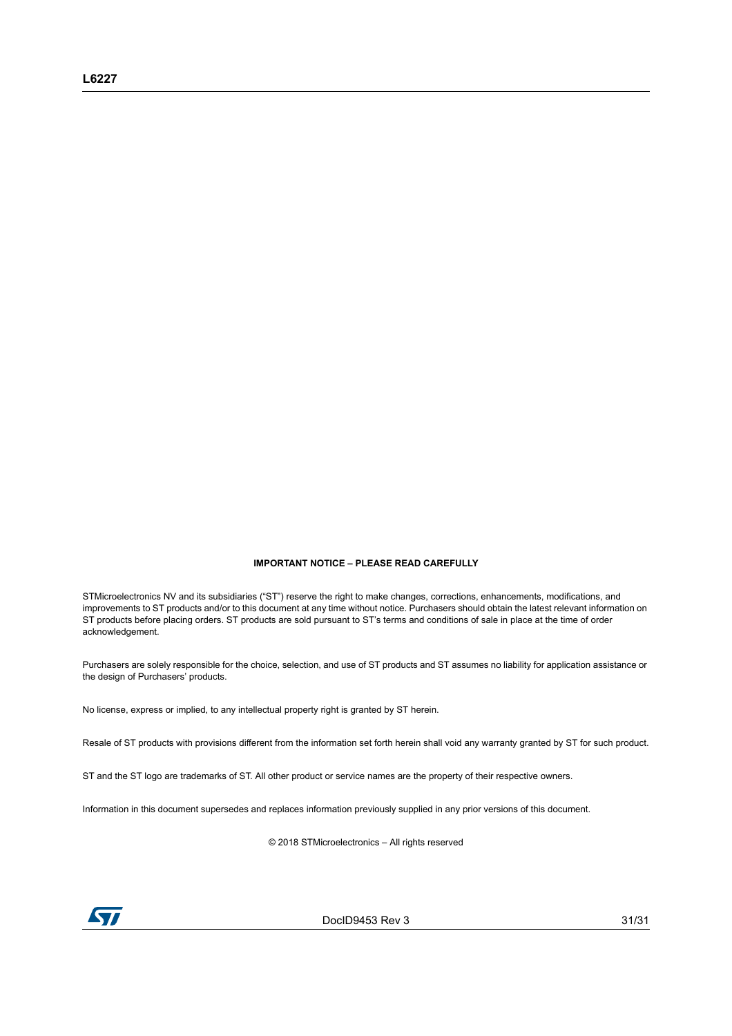**IMPORTANT NOTICE – PLEASE READ CAREFULLY**

STMicroelectronics NV and its subsidiaries (“ST”) reserve the right to make changes, corrections, enhancements, modifications, and improvements to ST products and/or to this document at any time without notice. Purchasers should obtain the latest relevant information on ST products before placing orders. ST products are sold pursuant to ST’s terms and conditions of sale in place at the time of order acknowledgement.

Purchasers are solely responsible for the choice, selection, and use of ST products and ST assumes no liability for application assistance or the design of Purchasers’ products.

No license, express or implied, to any intellectual property right is granted by ST herein.

Resale of ST products with provisions different from the information set forth herein shall void any warranty granted by ST for such product.

ST and the ST logo are trademarks of ST. All other product or service names are the property of their respective owners.

Information in this document supersedes and replaces information previously supplied in any prior versions of this document.

© 2018 STMicroelectronics – All rights reserved